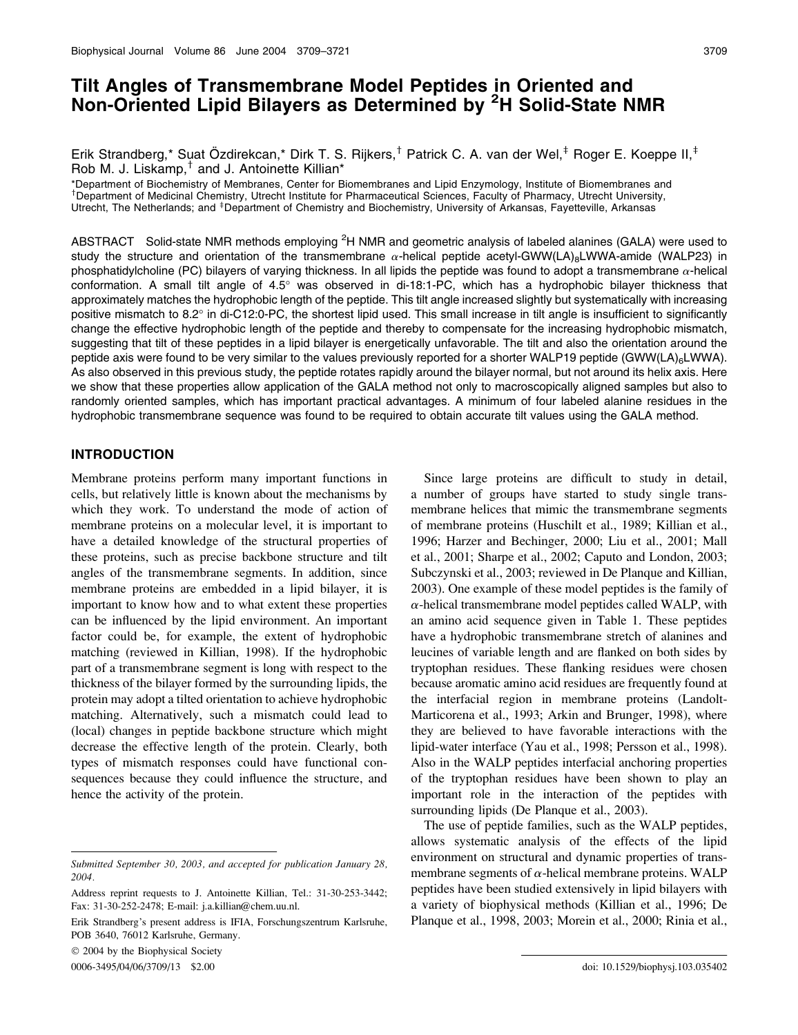# Tilt Angles of Transmembrane Model Peptides in Oriented and Non-Oriented Lipid Bilayers as Determined by $^2$H Solid-State NMR

Erik Strandberg,* Suat Özdirekcan,* Dirk T. S. Rijkers,[†] Patrick C. A. van der Wel,[‡] Roger E. Koeppe II,[‡] Rob M. J. Liskamp,[†] and J. Antoinette Killian*

*Department of Biochemistry of Membranes, Center for Biomembranes and Lipid Enzymology, Institute of Biomembranes and [†]Department of Medicinal Chemistry, Utrecht Institute for Pharmaceutical Sciences, Faculty of Pharmacy, Utrecht University, Utrecht, The Netherlands; and [‡]Department of Chemistry and Biochemistry, University of Arkansas, Fayetteville, Arkansas

ABSTRACT Solid-state NMR methods employing $^2$H NMR and geometric analysis of labeled alanines (GALA) were used to study the structure and orientation of the transmembrane $\alpha$-helical peptide acetyl-GWW(LA)$_8$LWWA-amide (WALP23) in phosphatidylcholine (PC) bilayers of varying thickness. In all lipids the peptide was found to adopt a transmembrane $\alpha$-helical conformation. A small tilt angle of 4.5° was observed in di-18:1-PC, which has a hydrophobic bilayer thickness that approximately matches the hydrophobic length of the peptide. This tilt angle increased slightly but systematically with increasing positive mismatch to 8.2° in di-C12:0-PC, the shortest lipid used. This small increase in tilt angle is insufficient to significantly change the effective hydrophobic length of the peptide and thereby to compensate for the increasing hydrophobic mismatch, suggesting that tilt of these peptides in a lipid bilayer is energetically unfavorable. The tilt and also the orientation around the peptide axis were found to be very similar to the values previously reported for a shorter WALP19 peptide (GWW(LA)$_6$LWWA). As also observed in this previous study, the peptide rotates rapidly around the bilayer normal, but not around its helix axis. Here we show that these properties allow application of the GALA method not only to macroscopically aligned samples but also to randomly oriented samples, which has important practical advantages. A minimum of four labeled alanine residues in the hydrophobic transmembrane sequence was found to be required to obtain accurate tilt values using the GALA method.

## INTRODUCTION

Membrane proteins perform many important functions in cells, but relatively little is known about the mechanisms by which they work. To understand the mode of action of membrane proteins on a molecular level, it is important to have a detailed knowledge of the structural properties of these proteins, such as precise backbone structure and tilt angles of the transmembrane segments. In addition, since membrane proteins are embedded in a lipid bilayer, it is important to know how and to what extent these properties can be influenced by the lipid environment. An important factor could be, for example, the extent of hydrophobic matching (reviewed in Killian, 1998). If the hydrophobic part of a transmembrane segment is long with respect to the thickness of the bilayer formed by the surrounding lipids, the protein may adopt a tilted orientation to achieve hydrophobic matching. Alternatively, such a mismatch could lead to (local) changes in peptide backbone structure which might decrease the effective length of the protein. Clearly, both types of mismatch responses could have functional consequences because they could influence the structure, and hence the activity of the protein.

Since large proteins are difficult to study in detail, a number of groups have started to study single transmembrane helices that mimic the transmembrane segments of membrane proteins (Huschilt et al., 1989; Killian et al., 1996; Harzer and Bechinger, 2000; Liu et al., 2001; Mall et al., 2001; Sharpe et al., 2002; Caputo and London, 2003; Subczynski et al., 2003; reviewed in De Planque and Killian, 2003). One example of these model peptides is the family of $\alpha$-helical transmembrane model peptides called WALP, with an amino acid sequence given in Table 1. These peptides have a hydrophobic transmembrane stretch of alanines and leucines of variable length and are flanked on both sides by tryptophan residues. These flanking residues were chosen because aromatic amino acid residues are frequently found at the interfacial region in membrane proteins (Landolt-Marticorena et al., 1993; Arkin and Brunger, 1998), where they are believed to have favorable interactions with the lipid-water interface (Yau et al., 1998; Persson et al., 1998). Also in the WALP peptides interfacial anchoring properties of the tryptophan residues have been shown to play an important role in the interaction of the peptides with surrounding lipids (De Planque et al., 2003).

The use of peptide families, such as the WALP peptides, allows systematic analysis of the effects of the lipid environment on structural and dynamic properties of transmembrane segments of $\alpha$-helical membrane proteins. WALP peptides have been studied extensively in lipid bilayers with a variety of biophysical methods (Killian et al., 1996; De Planque et al., 1998, 2003; Morein et al., 2000; Rinia et al.,

*Submitted September 30, 2003, and accepted for publication January 28, 2004.*

Address reprint requests to J. Antoinette Killian, Tel.: 31-30-253-3442; Fax: 31-30-252-2478; E-mail: j.a.killian@chem.uu.nl.

Erik Strandberg's present address is IFIA, Forschungszentrum Karlsruhe, POB 3640, 76012 Karlsruhe, Germany.

© 2004 by the Biophysical Society

0006-3495/04/06/3709/13 $2.00

doi: 10.1529/biophysj.103.035402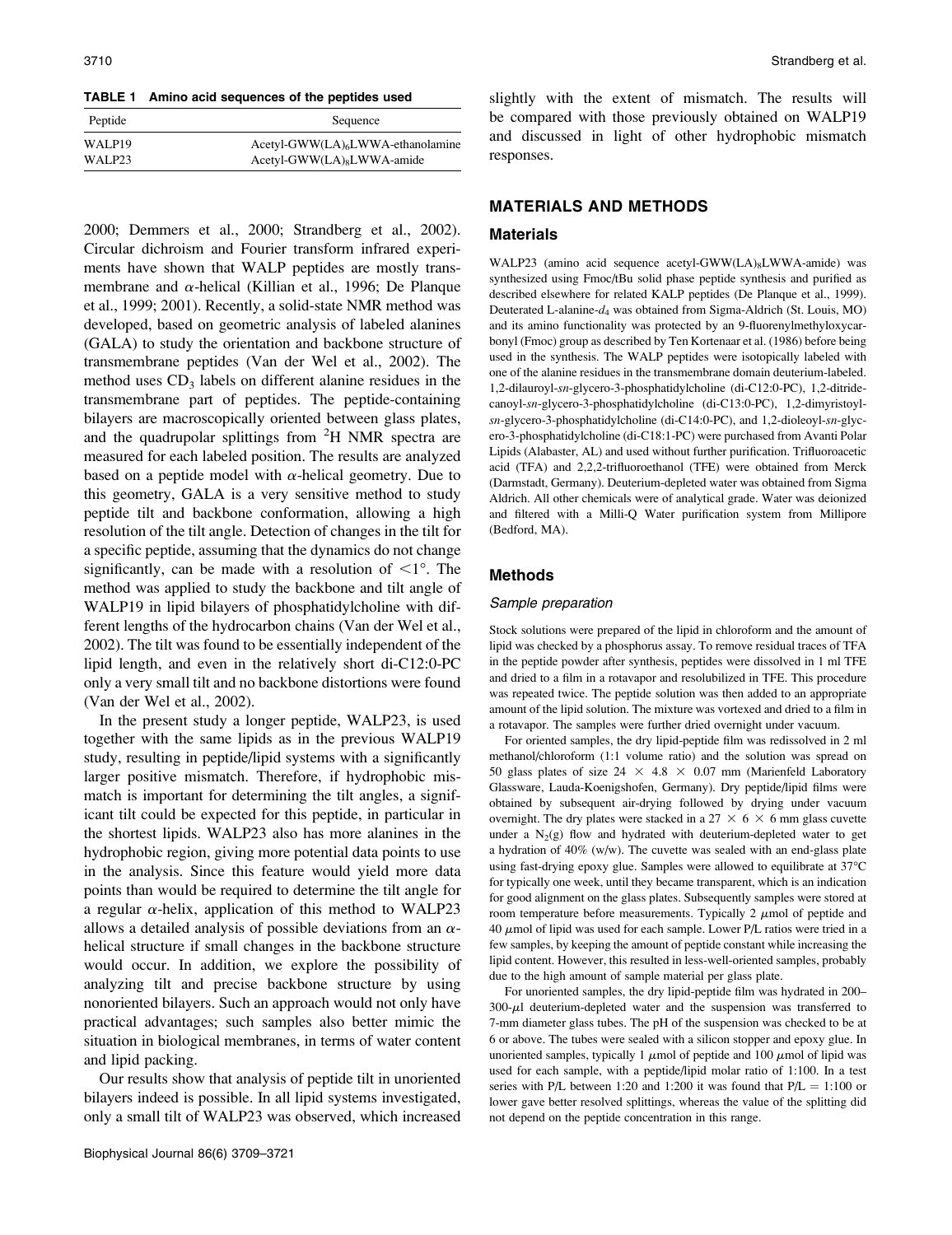TABLE 1 Amino acid sequences of the peptides used

| Peptide | Sequence |
| --- | --- |
| WALP19 | Acetyl-GWW(LA)$_6$LWWA-ethanolamine |
| WALP23 | Acetyl-GWW(LA)$_8$LWWA-amide |

2000; Demmers et al., 2000; Strandberg et al., 2002). Circular dichroism and Fourier transform infrared experiments have shown that WALP peptides are mostly transmembrane and $\alpha$-helical (Killian et al., 1996; De Planque et al., 1999; 2001). Recently, a solid-state NMR method was developed, based on geometric analysis of labeled alanines (GALA) to study the orientation and backbone structure of transmembrane peptides (Van der Wel et al., 2002). The method uses $CD_3$ labels on different alanine residues in the transmembrane part of peptides. The peptide-containing bilayers are macroscopically oriented between glass plates, and the quadrupolar splittings from $^2$H NMR spectra are measured for each labeled position. The results are analyzed based on a peptide model with $\alpha$-helical geometry. Due to this geometry, GALA is a very sensitive method to study peptide tilt and backbone conformation, allowing a high resolution of the tilt angle. Detection of changes in the tilt for a specific peptide, assuming that the dynamics do not change significantly, can be made with a resolution of $<1°$. The method was applied to study the backbone and tilt angle of WALP19 in lipid bilayers of phosphatidylcholine with different lengths of the hydrocarbon chains (Van der Wel et al., 2002). The tilt was found to be essentially independent of the lipid length, and even in the relatively short di-C12:0-PC only a very small tilt and no backbone distortions were found (Van der Wel et al., 2002).

In the present study a longer peptide, WALP23, is used together with the same lipids as in the previous WALP19 study, resulting in peptide/lipid systems with a significantly larger positive mismatch. Therefore, if hydrophobic mismatch is important for determining the tilt angles, a significant tilt could be expected for this peptide, in particular in the shortest lipids. WALP23 also has more alanines in the hydrophobic region, giving more potential data points to use in the analysis. Since this feature would yield more data points than would be required to determine the tilt angle for a regular $\alpha$-helix, application of this method to WALP23 allows a detailed analysis of possible deviations from an $\alpha$-helical structure if small changes in the backbone structure would occur. In addition, we explore the possibility of analyzing tilt and precise backbone structure by using nonoriented bilayers. Such an approach would not only have practical advantages; such samples also better mimic the situation in biological membranes, in terms of water content and lipid packing.

Our results show that analysis of peptide tilt in unoriented bilayers indeed is possible. In all lipid systems investigated, only a small tilt of WALP23 was observed, which increased slightly with the extent of mismatch. The results will be compared with those previously obtained on WALP19 and discussed in light of other hydrophobic mismatch responses.

## MATERIALS AND METHODS

### Materials

WALP23 (amino acid sequence acetyl-GWW(LA)$_8$LWWA-amide) was synthesized using Fmoc/tBu solid phase peptide synthesis and purified as described elsewhere for related KALP peptides (De Planque et al., 1999). Deuterated L-alanine-$d_4$ was obtained from Sigma-Aldrich (St. Louis, MO) and its amino functionality was protected by an 9-fluorenylmethyloxycarbonyl (Fmoc) group as described by Ten Kortenaar et al. (1986) before being used in the synthesis. The WALP peptides were isotopically labeled with one of the alanine residues in the transmembrane domain deuterium-labeled. 1,2-dilauroyl-*sn*-glycero-3-phosphatidylcholine (di-C12:0-PC), 1,2-ditridecanoyl-*sn*-glycero-3-phosphatidylcholine (di-C13:0-PC), 1,2-dimyristoyl-*sn*-glycero-3-phosphatidylcholine (di-C14:0-PC), and 1,2-dioleoyl-*sn*-glycero-3-phosphatidylcholine (di-C18:1-PC) were purchased from Avanti Polar Lipids (Alabaster, AL) and used without further purification. Trifluoroacetic acid (TFA) and 2,2,2-trifluoroethanol (TFE) were obtained from Merck (Darmstadt, Germany). Deuterium-depleted water was obtained from Sigma Aldrich. All other chemicals were of analytical grade. Water was deionized and filtered with a Milli-Q Water purification system from Millipore (Bedford, MA).

### Methods

#### Sample preparation

Stock solutions were prepared of the lipid in chloroform and the amount of lipid was checked by a phosphorus assay. To remove residual traces of TFA in the peptide powder after synthesis, peptides were dissolved in 1 ml TFE and dried to a film in a rotavapor and resolubilized in TFE. This procedure was repeated twice. The peptide solution was then added to an appropriate amount of the lipid solution. The mixture was vortexed and dried to a film in a rotavapor. The samples were further dried overnight under vacuum.

For oriented samples, the dry lipid-peptide film was redissolved in 2 ml methanol/chloroform (1:1 volume ratio) and the solution was spread on 50 glass plates of size 24 $\times$ 4.8 $\times$ 0.07 mm (Marienfeld Laboratory Glassware, Lauda-Koenigshofen, Germany). Dry peptide/lipid films were obtained by subsequent air-drying followed by drying under vacuum overnight. The dry plates were stacked in a 27 $\times$ 6 $\times$ 6 mm glass cuvette under a $N_2$(g) flow and hydrated with deuterium-depleted water to get a hydration of 40% (w/w). The cuvette was sealed with an end-glass plate using fast-drying epoxy glue. Samples were allowed to equilibrate at 37°C for typically one week, until they became transparent, which is an indication for good alignment on the glass plates. Subsequently samples were stored at room temperature before measurements. Typically 2 $\mu$mol of peptide and 40 $\mu$mol of lipid was used for each sample. Lower P/L ratios were tried in a few samples, by keeping the amount of peptide constant while increasing the lipid content. However, this resulted in less-well-oriented samples, probably due to the high amount of sample material per glass plate.

For unoriented samples, the dry lipid-peptide film was hydrated in 200–300-$\mu$l deuterium-depleted water and the suspension was transferred to 7-mm diameter glass tubes. The pH of the suspension was checked to be at 6 or above. The tubes were sealed with a silicon stopper and epoxy glue. In unoriented samples, typically 1 $\mu$mol of peptide and 100 $\mu$mol of lipid was used for each sample, with a peptide/lipid molar ratio of 1:100. In a test series with P/L between 1:20 and 1:200 it was found that P/L = 1:100 or lower gave better resolved splittings, whereas the value of the splitting did not depend on the peptide concentration in this range.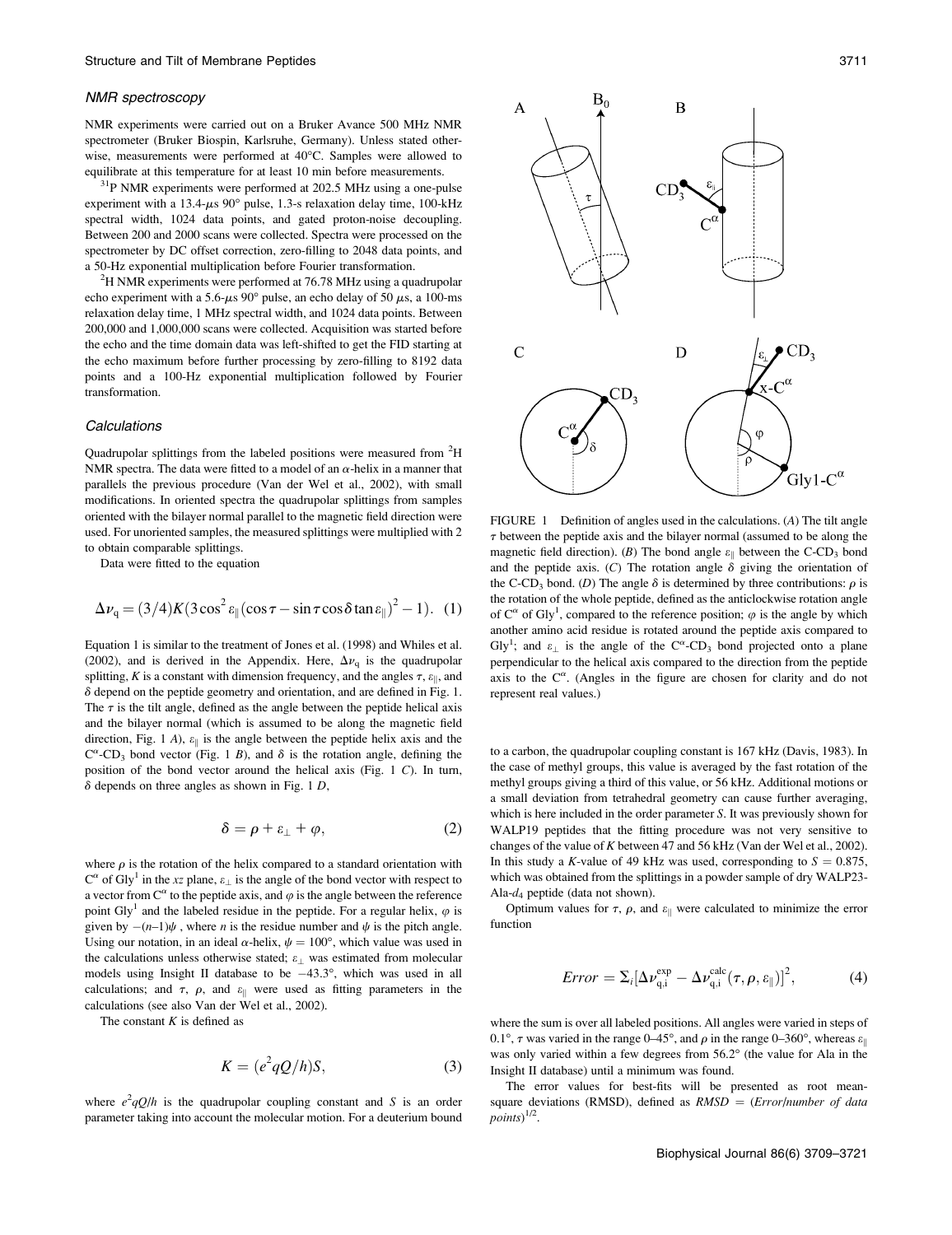### NMR spectroscopy

NMR experiments were carried out on a Bruker Avance 500 MHz NMR spectrometer (Bruker Biospin, Karlsruhe, Germany). Unless stated otherwise, measurements were performed at 40°C. Samples were allowed to equilibrate at this temperature for at least 10 min before measurements.

$^{31}$P NMR experiments were performed at 202.5 MHz using a one-pulse experiment with a 13.4-μs 90° pulse, 1.3-s relaxation delay time, 100-kHz spectral width, 1024 data points, and gated proton-noise decoupling. Between 200 and 2000 scans were collected. Spectra were processed on the spectrometer by DC offset correction, zero-filling to 2048 data points, and a 50-Hz exponential multiplication before Fourier transformation.

$^{2}$H NMR experiments were performed at 76.78 MHz using a quadrupolar echo experiment with a 5.6-μs 90° pulse, an echo delay of 50 μs, a 100-ms relaxation delay time, 1 MHz spectral width, and 1024 data points. Between 200,000 and 1,000,000 scans were collected. Acquisition was started before the echo and the time domain data was left-shifted to get the FID starting at the echo maximum before further processing by zero-filling to 8192 data points and a 100-Hz exponential multiplication followed by Fourier transformation.

### Calculations

Quadrupolar splittings from the labeled positions were measured from $^{2}$H NMR spectra. The data were fitted to a model of an α-helix in a manner that parallels the previous procedure (Van der Wel et al., 2002), with small modifications. In oriented spectra the quadrupolar splittings from samples oriented with the bilayer normal parallel to the magnetic field direction were used. For unoriented samples, the measured splittings were multiplied with 2 to obtain comparable splittings.

Data were fitted to the equation

$$\Delta\nu_q = (3/4)K(3\cos^2\varepsilon_\parallel(\cos\tau - \sin\tau\cos\delta\tan\varepsilon_\parallel)^2 - 1). \quad (1)$$

Equation 1 is similar to the treatment of Jones et al. (1998) and Whiles et al. (2002), and is derived in the Appendix. Here, $\Delta\nu_q$ is the quadrupolar splitting, $K$ is a constant with dimension frequency, and the angles $\tau$, $\varepsilon_\parallel$, and $\delta$ depend on the peptide geometry and orientation, and are defined in Fig. 1. The $\tau$ is the tilt angle, defined as the angle between the peptide helical axis and the bilayer normal (which is assumed to be along the magnetic field direction, Fig. 1 *A*), $\varepsilon_\parallel$ is the angle between the peptide helix axis and the $C^\alpha$-$CD_3$ bond vector (Fig. 1 *B*), and $\delta$ is the rotation angle, defining the position of the bond vector around the helical axis (Fig. 1 *C*). In turn, $\delta$ depends on three angles as shown in Fig. 1 *D*,

$$\delta = \rho + \varepsilon_\perp + \varphi, \quad (2)$$

where $\rho$ is the rotation of the helix compared to a standard orientation with $C^\alpha$ of Gly$^1$ in the *xz* plane, $\varepsilon_\perp$ is the angle of the bond vector with respect to a vector from $C^\alpha$ to the peptide axis, and $\varphi$ is the angle between the reference point Gly$^1$ and the labeled residue in the peptide. For a regular helix, $\varphi$ is given by $-(n-1)\psi$, where $n$ is the residue number and $\psi$ is the pitch angle. Using our notation, in an ideal α-helix, $\psi = 100°$, which value was used in the calculations unless otherwise stated; $\varepsilon_\perp$ was estimated from molecular models using Insight II database to be $-43.3°$, which was used in all calculations; and $\tau$, $\rho$, and $\varepsilon_\parallel$ were used as fitting parameters in the calculations (see also Van der Wel et al., 2002).

The constant $K$ is defined as

$$K = (e^2qQ/h)S, \quad (3)$$

where $e^2qQ/h$ is the quadrupolar coupling constant and $S$ is an order parameter taking into account the molecular motion. For a deuterium bound to a carbon, the quadrupolar coupling constant is 167 kHz (Davis, 1983). In the case of methyl groups, this value is averaged by the fast rotation of the methyl groups giving a third of this value, or 56 kHz. Additional motions or a small deviation from tetrahedral geometry can cause further averaging, which is here included in the order parameter $S$. It was previously shown for WALP19 peptides that the fitting procedure was not very sensitive to changes of the value of $K$ between 47 and 56 kHz (Van der Wel et al., 2002). In this study a $K$-value of 49 kHz was used, corresponding to $S = 0.875$, which was obtained from the splittings in a powder sample of dry WALP23-Ala-$d_4$ peptide (data not shown).

Optimum values for $\tau$, $\rho$, and $\varepsilon_\parallel$ were calculated to minimize the error function

$$Error = \Sigma_i[\Delta\nu_{q,i}^{exp} - \Delta\nu_{q,i}^{calc}(\tau, \rho, \varepsilon_\parallel)]^2, \quad (4)$$

where the sum is over all labeled positions. All angles were varied in steps of 0.1°, $\tau$ was varied in the range 0–45°, and $\rho$ in the range 0–360°, whereas $\varepsilon_\parallel$ was only varied within a few degrees from 56.2° (the value for Ala in the Insight II database) until a minimum was found.

The error values for best-fits will be presented as root mean-square deviations (RMSD), defined as $RMSD = (Error/number\ of\ data\ points)^{1/2}$.

FIGURE 1 Definition of angles used in the calculations. (*A*) The tilt angle $\tau$ between the peptide axis and the bilayer normal (assumed to be along the magnetic field direction). (*B*) The bond angle $\varepsilon_\parallel$ between the C-$CD_3$ bond and the peptide axis. (*C*) The rotation angle $\delta$ giving the orientation of the C-$CD_3$ bond. (*D*) The angle $\delta$ is determined by three contributions: $\rho$ is the rotation of the whole peptide, defined as the anticlockwise rotation angle of $C^\alpha$ of Gly$^1$, compared to the reference position; $\varphi$ is the angle by which another amino acid residue is rotated around the peptide axis compared to Gly$^1$; and $\varepsilon_\perp$ is the angle of the $C^\alpha$-$CD_3$ bond projected onto a plane perpendicular to the helical axis compared to the direction from the peptide axis to the $C^\alpha$. (Angles in the figure are chosen for clarity and do not represent real values.)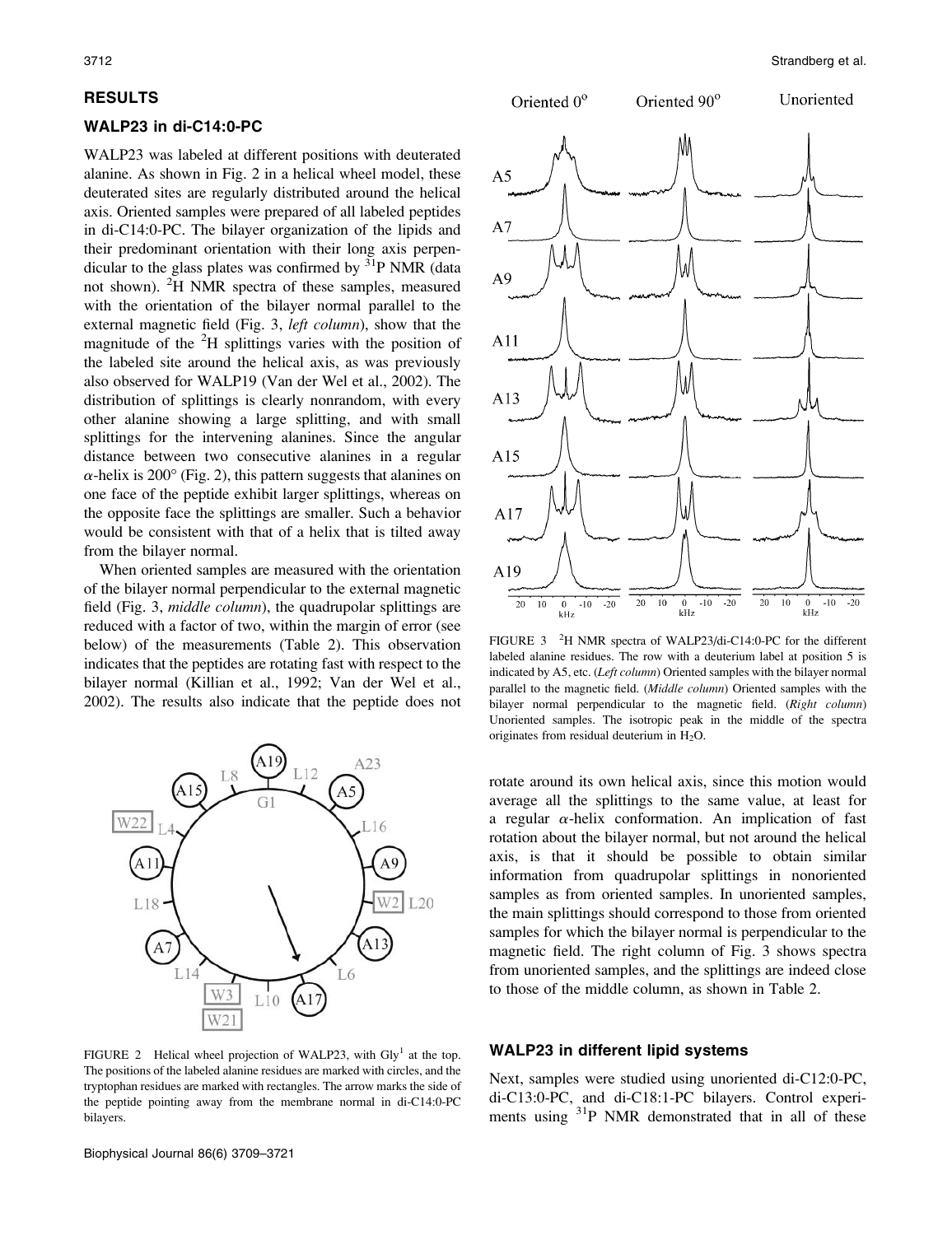## RESULTS

### WALP23 in di-C14:0-PC

WALP23 was labeled at different positions with deuterated alanine. As shown in Fig. 2 in a helical wheel model, these deuterated sites are regularly distributed around the helical axis. Oriented samples were prepared of all labeled peptides in di-C14:0-PC. The bilayer organization of the lipids and their predominant orientation with their long axis perpendicular to the glass plates was confirmed by $^{31}$P NMR (data not shown). $^{2}$H NMR spectra of these samples, measured with the orientation of the bilayer normal parallel to the external magnetic field (Fig. 3, *left column*), show that the magnitude of the $^{2}$H splittings varies with the position of the labeled site around the helical axis, as was previously also observed for WALP19 (Van der Wel et al., 2002). The distribution of splittings is clearly nonrandom, with every other alanine showing a large splitting, and with small splittings for the intervening alanines. Since the angular distance between two consecutive alanines in a regular $\alpha$-helix is 200° (Fig. 2), this pattern suggests that alanines on one face of the peptide exhibit larger splittings, whereas on the opposite face the splittings are smaller. Such a behavior would be consistent with that of a helix that is tilted away from the bilayer normal.

When oriented samples are measured with the orientation of the bilayer normal perpendicular to the external magnetic field (Fig. 3, *middle column*), the quadrupolar splittings are reduced with a factor of two, within the margin of error (see below) of the measurements (Table 2). This observation indicates that the peptides are rotating fast with respect to the bilayer normal (Killian et al., 1992; Van der Wel et al., 2002). The results also indicate that the peptide does not rotate around its own helical axis, since this motion would average all the splittings to the same value, at least for a regular $\alpha$-helix conformation. An implication of fast rotation about the bilayer normal, but not around the helical axis, is that it should be possible to obtain similar information from quadrupolar splittings in nonoriented samples as from oriented samples. In unoriented samples, the main splittings should correspond to those from oriented samples for which the bilayer normal is perpendicular to the magnetic field. The right column of Fig. 3 shows spectra from unoriented samples, and the splittings are indeed close to those of the middle column, as shown in Table 2.

FIGURE 2 Helical wheel projection of WALP23, with Gly$^1$ at the top. The positions of the labeled alanine residues are marked with circles, and the tryptophan residues are marked with rectangles. The arrow marks the side of the peptide pointing away from the membrane normal in di-C14:0-PC bilayers.

FIGURE 3 $^{2}$H NMR spectra of WALP23/di-C14:0-PC for the different labeled alanine residues. The row with a deuterium label at position 5 is indicated by A5, etc. (*Left column*) Oriented samples with the bilayer normal parallel to the magnetic field. (*Middle column*) Oriented samples with the bilayer normal perpendicular to the magnetic field. (*Right column*) Unoriented samples. The isotropic peak in the middle of the spectra originates from residual deuterium in $H_2O$.

### WALP23 in different lipid systems

Next, samples were studied using unoriented di-C12:0-PC, di-C13:0-PC, and di-C18:1-PC bilayers. Control experiments using $^{31}$P NMR demonstrated that in all of these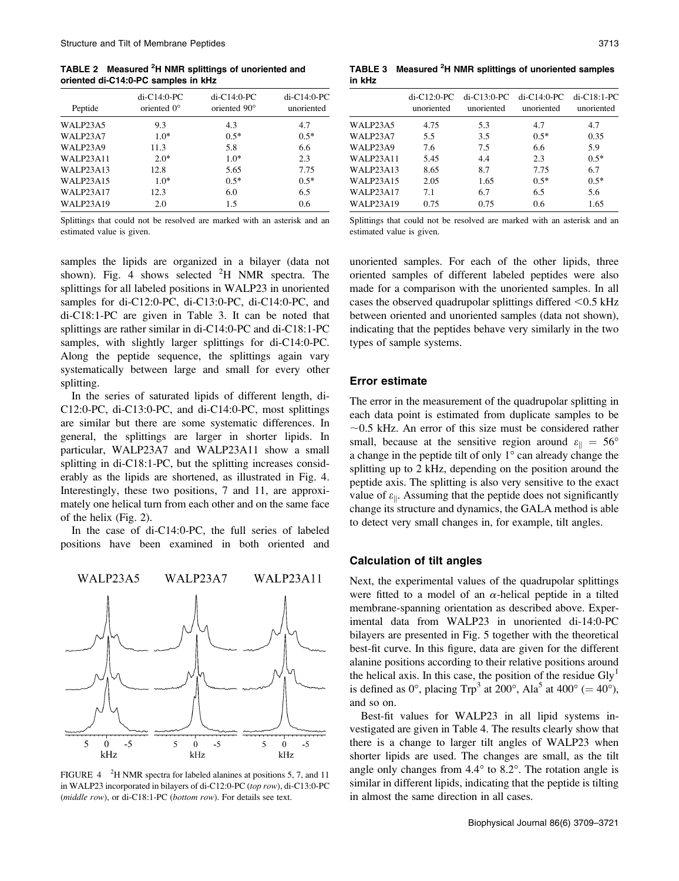**TABLE 2 Measured $^2$H NMR splittings of unoriented and oriented di-C14:0-PC samples in kHz**

| Peptide | di-C14:0-PC oriented 0° | di-C14:0-PC oriented 90° | di-C14:0-PC unoriented |
|---|---|---|---|
| WALP23A5 | 9.3 | 4.3 | 4.7 |
| WALP23A7 | 1.0* | 0.5* | 0.5* |
| WALP23A9 | 11.3 | 5.8 | 6.6 |
| WALP23A11 | 2.0* | 1.0* | 2.3 |
| WALP23A13 | 12.8 | 5.65 | 7.75 |
| WALP23A15 | 1.0* | 0.5* | 0.5* |
| WALP23A17 | 12.3 | 6.0 | 6.5 |
| WALP23A19 | 2.0 | 1.5 | 0.6 |

Splittings that could not be resolved are marked with an asterisk and an estimated value is given.

**TABLE 3 Measured $^2$H NMR splittings of unoriented samples in kHz**

| | di-C12:0-PC unoriented | di-C13:0-PC unoriented | di-C14:0-PC unoriented | di-C18:1-PC unoriented |
|---|---|---|---|---|
| WALP23A5 | 4.75 | 5.3 | 4.7 | 4.7 |
| WALP23A7 | 5.5 | 3.5 | 0.5* | 0.35 |
| WALP23A9 | 7.6 | 7.5 | 6.6 | 5.9 |
| WALP23A11 | 5.45 | 4.4 | 2.3 | 0.5* |
| WALP23A13 | 8.65 | 8.7 | 7.75 | 6.7 |
| WALP23A15 | 2.05 | 1.65 | 0.5* | 0.5* |
| WALP23A17 | 7.1 | 6.7 | 6.5 | 5.6 |
| WALP23A19 | 0.75 | 0.75 | 0.6 | 1.65 |

Splittings that could not be resolved are marked with an asterisk and an estimated value is given.

samples the lipids are organized in a bilayer (data not shown). Fig. 4 shows selected $^2$H NMR spectra. The splittings for all labeled positions in WALP23 in unoriented samples for di-C12:0-PC, di-C13:0-PC, di-C14:0-PC, and di-C18:1-PC are given in Table 3. It can be noted that splittings are rather similar in di-C14:0-PC and di-C18:1-PC samples, with slightly larger splittings for di-C14:0-PC. Along the peptide sequence, the splittings again vary systematically between large and small for every other splitting.

In the series of saturated lipids of different length, di-C12:0-PC, di-C13:0-PC, and di-C14:0-PC, most splittings are similar but there are some systematic differences. In general, the splittings are larger in shorter lipids. In particular, WALP23A7 and WALP23A11 show a small splitting in di-C18:1-PC, but the splitting increases considerably as the lipids are shortened, as illustrated in Fig. 4. Interestingly, these two positions, 7 and 11, are approximately one helical turn from each other and on the same face of the helix (Fig. 2).

In the case of di-C14:0-PC, the full series of labeled positions have been examined in both oriented and unoriented samples. For each of the other lipids, three oriented samples of different labeled peptides were also made for a comparison with the unoriented samples. In all cases the observed quadrupolar splittings differed <0.5 kHz between oriented and unoriented samples (data not shown), indicating that the peptides behave very similarly in the two types of sample systems.

FIGURE 4 $^2$H NMR spectra for labeled alanines at positions 5, 7, and 11 in WALP23 incorporated in bilayers of di-C12:0-PC (*top row*), di-C13:0-PC (*middle row*), or di-C18:1-PC (*bottom row*). For details see text.

## Error estimate

The error in the measurement of the quadrupolar splitting in each data point is estimated from duplicate samples to be ~0.5 kHz. An error of this size must be considered rather small, because at the sensitive region around $\varepsilon_{\parallel} = 56°$ a change in the peptide tilt of only 1° can already change the splitting up to 2 kHz, depending on the position around the peptide axis. The splitting is also very sensitive to the exact value of $\varepsilon_{\parallel}$. Assuming that the peptide does not significantly change its structure and dynamics, the GALA method is able to detect very small changes in, for example, tilt angles.

## Calculation of tilt angles

Next, the experimental values of the quadrupolar splittings were fitted to a model of an $\alpha$-helical peptide in a tilted membrane-spanning orientation as described above. Experimental data from WALP23 in unoriented di-14:0-PC bilayers are presented in Fig. 5 together with the theoretical best-fit curve. In this figure, data are given for the different alanine positions according to their relative positions around the helical axis. In this case, the position of the residue Gly[1] is defined as 0°, placing Trp[3] at 200°, Ala[5] at 400° (= 40°), and so on.

Best-fit values for WALP23 in all lipid systems investigated are given in Table 4. The results clearly show that there is a change to larger tilt angles of WALP23 when shorter lipids are used. The changes are small, as the tilt angle only changes from 4.4° to 8.2°. The rotation angle is similar in different lipids, indicating that the peptide is tilting in almost the same direction in all cases.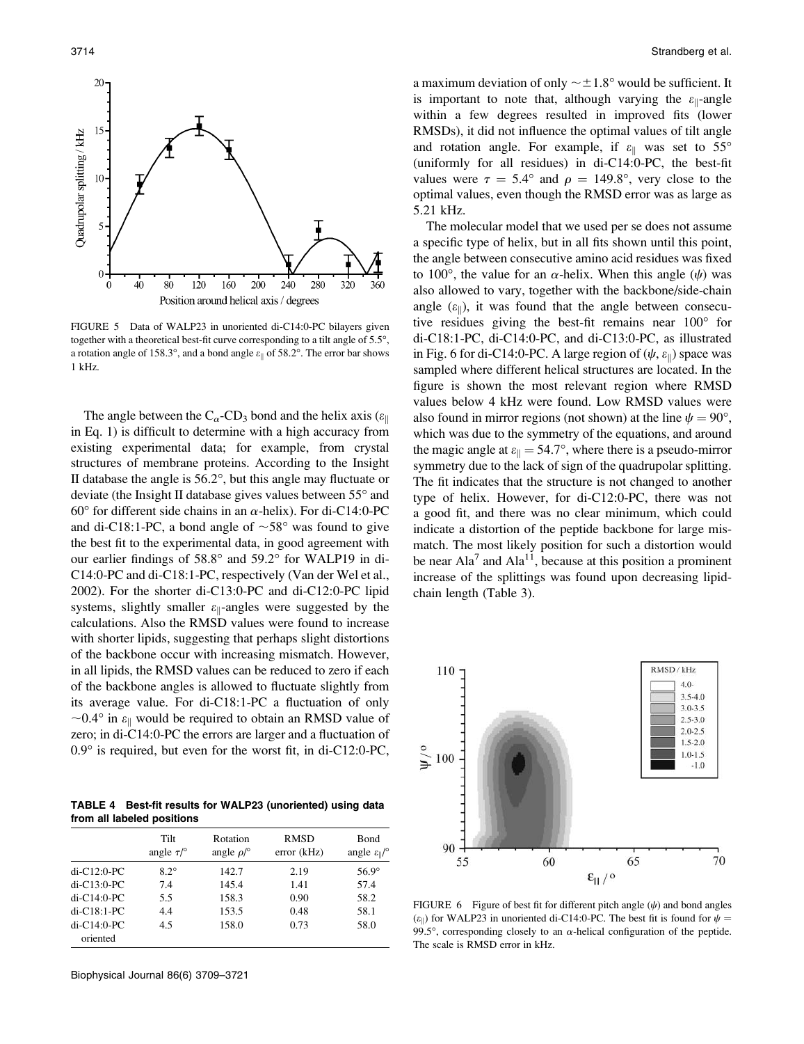FIGURE 5 Data of WALP23 in unoriented di-C14:0-PC bilayers given together with a theoretical best-fit curve corresponding to a tilt angle of 5.5°, a rotation angle of 158.3°, and a bond angle $\varepsilon_{\parallel}$ of 58.2°. The error bar shows 1 kHz.

The angle between the $C_{\alpha}$-$CD_3$ bond and the helix axis ($\varepsilon_{\parallel}$ in Eq. 1) is difficult to determine with a high accuracy from existing experimental data; for example, from crystal structures of membrane proteins. According to the Insight II database the angle is 56.2°, but this angle may fluctuate or deviate (the Insight II database gives values between 55° and 60° for different side chains in an $\alpha$-helix). For di-C14:0-PC and di-C18:1-PC, a bond angle of ~58° was found to give the best fit to the experimental data, in good agreement with our earlier findings of 58.8° and 59.2° for WALP19 in di-C14:0-PC and di-C18:1-PC, respectively (Van der Wel et al., 2002). For the shorter di-C13:0-PC and di-C12:0-PC lipid systems, slightly smaller $\varepsilon_{\parallel}$-angles were suggested by the calculations. Also the RMSD values were found to increase with shorter lipids, suggesting that perhaps slight distortions of the backbone occur with increasing mismatch. However, in all lipids, the RMSD values can be reduced to zero if each of the backbone angles is allowed to fluctuate slightly from its average value. For di-C18:1-PC a fluctuation of only ~0.4° in $\varepsilon_{\parallel}$ would be required to obtain an RMSD value of zero; in di-C14:0-PC the errors are larger and a fluctuation of 0.9° is required, but even for the worst fit, in di-C12:0-PC, a maximum deviation of only ~±1.8° would be sufficient. It is important to note that, although varying the $\varepsilon_{\parallel}$-angle within a few degrees resulted in improved fits (lower RMSDs), it did not influence the optimal values of tilt angle and rotation angle. For example, if $\varepsilon_{\parallel}$ was set to 55° (uniformly for all residues) in di-C14:0-PC, the best-fit values were $\tau = 5.4°$ and $\rho = 149.8°$, very close to the optimal values, even though the RMSD error was as large as 5.21 kHz.

**TABLE 4 Best-fit results for WALP23 (unoriented) using data from all labeled positions**

| | Tilt angle $\tau$/° | Rotation angle $\rho$/° | RMSD error (kHz) | Bond angle $\varepsilon_{\parallel}$/° |
|---|---|---|---|---|
| di-C12:0-PC | 8.2° | 142.7 | 2.19 | 56.9° |
| di-C13:0-PC | 7.4 | 145.4 | 1.41 | 57.4 |
| di-C14:0-PC | 5.5 | 158.3 | 0.90 | 58.2 |
| di-C18:1-PC | 4.4 | 153.5 | 0.48 | 58.1 |
| di-C14:0-PC oriented | 4.5 | 158.0 | 0.73 | 58.0 |

The molecular model that we used per se does not assume a specific type of helix, but in all fits shown until this point, the angle between consecutive amino acid residues was fixed to 100°, the value for an $\alpha$-helix. When this angle ($\psi$) was also allowed to vary, together with the backbone/side-chain angle ($\varepsilon_{\parallel}$), it was found that the angle between consecutive residues giving the best-fit remains near 100° for di-C18:1-PC, di-C14:0-PC, and di-C13:0-PC, as illustrated in Fig. 6 for di-C14:0-PC. A large region of ($\psi$, $\varepsilon_{\parallel}$) space was sampled where different helical structures are located. In the figure is shown the most relevant region where RMSD values below 4 kHz were found. Low RMSD values were also found in mirror regions (not shown) at the line $\psi = 90°$, which was due to the symmetry of the equations, and around the magic angle at $\varepsilon_{\parallel} = 54.7°$, where there is a pseudo-mirror symmetry due to the lack of sign of the quadrupolar splitting. The fit indicates that the structure is not changed to another type of helix. However, for di-C12:0-PC, there was not a good fit, and there was no clear minimum, which could indicate a distortion of the peptide backbone for large mismatch. The most likely position for such a distortion would be near $Ala^{7}$ and $Ala^{11}$, because at this position a prominent increase of the splittings was found upon decreasing lipid-chain length (Table 3).

FIGURE 6 Figure of best fit for different pitch angle ($\psi$) and bond angles ($\varepsilon_{\parallel}$) for WALP23 in unoriented di-C14:0-PC. The best fit is found for $\psi = 99.5°$, corresponding closely to an $\alpha$-helical configuration of the peptide. The scale is RMSD error in kHz.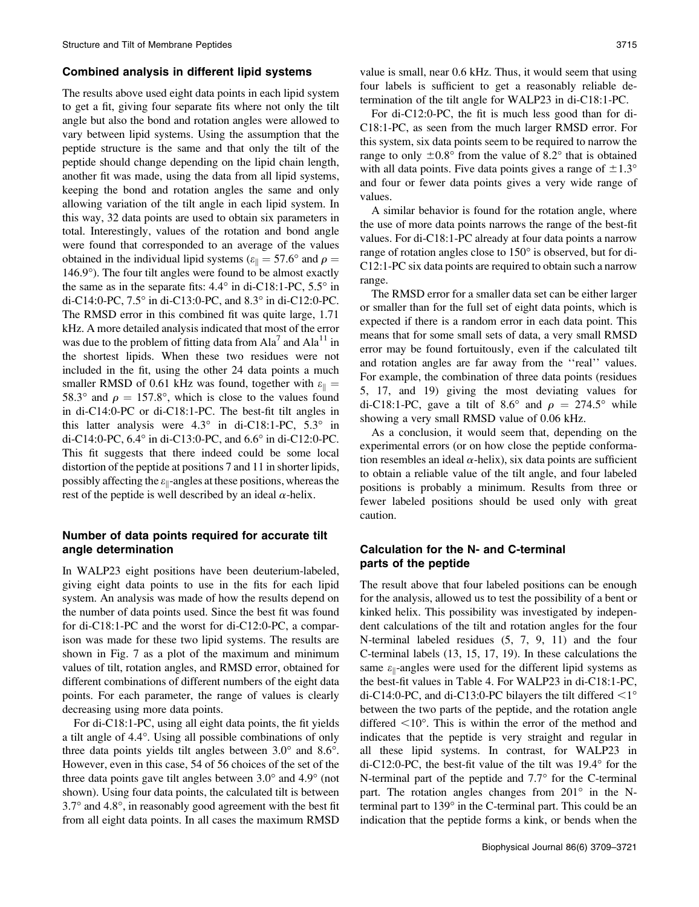### Combined analysis in different lipid systems

The results above used eight data points in each lipid system to get a fit, giving four separate fits where not only the tilt angle but also the bond and rotation angles were allowed to vary between lipid systems. Using the assumption that the peptide structure is the same and that only the tilt of the peptide should change depending on the lipid chain length, another fit was made, using the data from all lipid systems, keeping the bond and rotation angles the same and only allowing variation of the tilt angle in each lipid system. In this way, 32 data points are used to obtain six parameters in total. Interestingly, values of the rotation and bond angle were found that corresponded to an average of the values obtained in the individual lipid systems ($\varepsilon_{\parallel} = 57.6°$ and $\rho = 146.9°$). The four tilt angles were found to be almost exactly the same as in the separate fits: 4.4° in di-C18:1-PC, 5.5° in di-C14:0-PC, 7.5° in di-C13:0-PC, and 8.3° in di-C12:0-PC. The RMSD error in this combined fit was quite large, 1.71 kHz. A more detailed analysis indicated that most of the error was due to the problem of fitting data from $Ala^7$ and $Ala^{11}$ in the shortest lipids. When these two residues were not included in the fit, using the other 24 data points a much smaller RMSD of 0.61 kHz was found, together with $\varepsilon_{\parallel} = 58.3°$ and $\rho = 157.8°$, which is close to the values found in di-C14:0-PC or di-C18:1-PC. The best-fit tilt angles in this latter analysis were 4.3° in di-C18:1-PC, 5.3° in di-C14:0-PC, 6.4° in di-C13:0-PC, and 6.6° in di-C12:0-PC. This fit suggests that there indeed could be some local distortion of the peptide at positions 7 and 11 in shorter lipids, possibly affecting the $\varepsilon_{\parallel}$-angles at these positions, whereas the rest of the peptide is well described by an ideal α-helix.

### Number of data points required for accurate tilt angle determination

In WALP23 eight positions have been deuterium-labeled, giving eight data points to use in the fits for each lipid system. An analysis was made of how the results depend on the number of data points used. Since the best fit was found for di-C18:1-PC and the worst for di-C12:0-PC, a comparison was made for these two lipid systems. The results are shown in Fig. 7 as a plot of the maximum and minimum values of tilt, rotation angles, and RMSD error, obtained for different combinations of different numbers of the eight data points. For each parameter, the range of values is clearly decreasing using more data points.

For di-C18:1-PC, using all eight data points, the fit yields a tilt angle of 4.4°. Using all possible combinations of only three data points yields tilt angles between 3.0° and 8.6°. However, even in this case, 54 of 56 choices of the set of the three data points gave tilt angles between 3.0° and 4.9° (not shown). Using four data points, the calculated tilt is between 3.7° and 4.8°, in reasonably good agreement with the best fit from all eight data points. In all cases the maximum RMSD value is small, near 0.6 kHz. Thus, it would seem that using four labels is sufficient to get a reasonably reliable determination of the tilt angle for WALP23 in di-C18:1-PC.

For di-C12:0-PC, the fit is much less good than for di-C18:1-PC, as seen from the much larger RMSD error. For this system, six data points seem to be required to narrow the range to only ±0.8° from the value of 8.2° that is obtained with all data points. Five data points gives a range of ±1.3° and four or fewer data points gives a very wide range of values.

A similar behavior is found for the rotation angle, where the use of more data points narrows the range of the best-fit values. For di-C18:1-PC already at four data points a narrow range of rotation angles close to 150° is observed, but for di-C12:1-PC six data points are required to obtain such a narrow range.

The RMSD error for a smaller data set can be either larger or smaller than for the full set of eight data points, which is expected if there is a random error in each data point. This means that for some small sets of data, a very small RMSD error may be found fortuitously, even if the calculated tilt and rotation angles are far away from the ''real'' values. For example, the combination of three data points (residues 5, 17, and 19) giving the most deviating values for di-C18:1-PC, gave a tilt of 8.6° and $\rho = 274.5°$ while showing a very small RMSD value of 0.06 kHz.

As a conclusion, it would seem that, depending on the experimental errors (or on how close the peptide conformation resembles an ideal α-helix), six data points are sufficient to obtain a reliable value of the tilt angle, and four labeled positions is probably a minimum. Results from three or fewer labeled positions should be used only with great caution.

### Calculation for the N- and C-terminal parts of the peptide

The result above that four labeled positions can be enough for the analysis, allowed us to test the possibility of a bent or kinked helix. This possibility was investigated by independent calculations of the tilt and rotation angles for the four N-terminal labeled residues (5, 7, 9, 11) and the four C-terminal labels (13, 15, 17, 19). In these calculations the same $\varepsilon_{\parallel}$-angles were used for the different lipid systems as the best-fit values in Table 4. For WALP23 in di-C18:1-PC, di-C14:0-PC, and di-C13:0-PC bilayers the tilt differed <1° between the two parts of the peptide, and the rotation angle differed <10°. This is within the error of the method and indicates that the peptide is very straight and regular in all these lipid systems. In contrast, for WALP23 in di-C12:0-PC, the best-fit value of the tilt was 19.4° for the N-terminal part of the peptide and 7.7° for the C-terminal part. The rotation angles changes from 201° in the N-terminal part to 139° in the C-terminal part. This could be an indication that the peptide forms a kink, or bends when the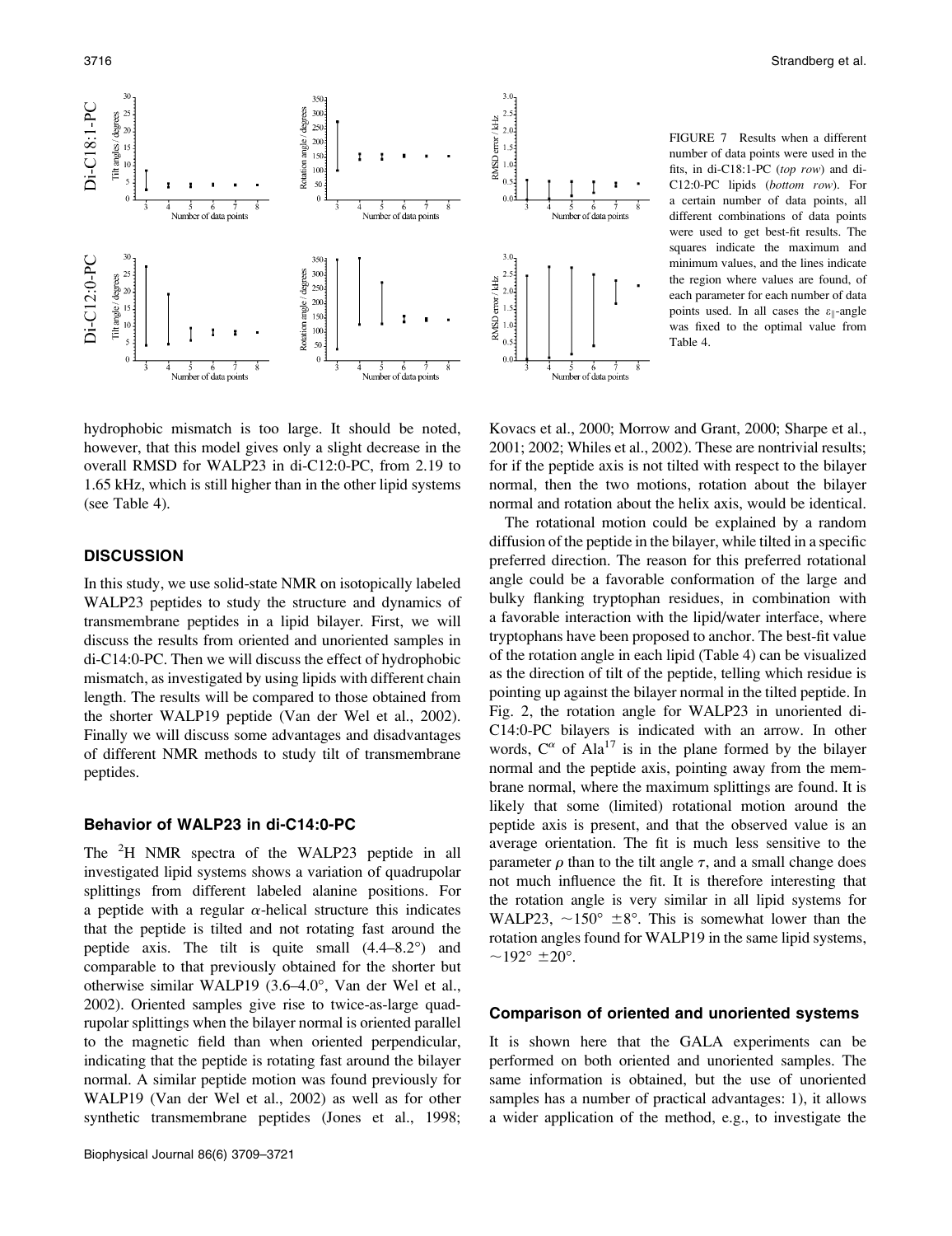FIGURE 7 Results when a different number of data points were used in the fits, in di-C18:1-PC (*top row*) and di-C12:0-PC lipids (*bottom row*). For a certain number of data points, all different combinations of data points were used to get best-fit results. The squares indicate the maximum and minimum values, and the lines indicate the region where values are found, of each parameter for each number of data points used. In all cases the $\varepsilon_{\parallel}$-angle was fixed to the optimal value from Table 4.

hydrophobic mismatch is too large. It should be noted, however, that this model gives only a slight decrease in the overall RMSD for WALP23 in di-C12:0-PC, from 2.19 to 1.65 kHz, which is still higher than in the other lipid systems (see Table 4).

## DISCUSSION

In this study, we use solid-state NMR on isotopically labeled WALP23 peptides to study the structure and dynamics of transmembrane peptides in a lipid bilayer. First, we will discuss the results from oriented and unoriented samples in di-C14:0-PC. Then we will discuss the effect of hydrophobic mismatch, as investigated by using lipids with different chain length. The results will be compared to those obtained from the shorter WALP19 peptide (Van der Wel et al., 2002). Finally we will discuss some advantages and disadvantages of different NMR methods to study tilt of transmembrane peptides.

### Behavior of WALP23 in di-C14:0-PC

The $^{2}$H NMR spectra of the WALP23 peptide in all investigated lipid systems shows a variation of quadrupolar splittings from different labeled alanine positions. For a peptide with a regular $\alpha$-helical structure this indicates that the peptide is tilted and not rotating fast around the peptide axis. The tilt is quite small (4.4–8.2°) and comparable to that previously obtained for the shorter but otherwise similar WALP19 (3.6–4.0°, Van der Wel et al., 2002). Oriented samples give rise to twice-as-large quadrupolar splittings when the bilayer normal is oriented parallel to the magnetic field than when oriented perpendicular, indicating that the peptide is rotating fast around the bilayer normal. A similar peptide motion was found previously for WALP19 (Van der Wel et al., 2002) as well as for other synthetic transmembrane peptides (Jones et al., 1998; Kovacs et al., 2000; Morrow and Grant, 2000; Sharpe et al., 2001; 2002; Whiles et al., 2002). These are nontrivial results; for if the peptide axis is not tilted with respect to the bilayer normal, then the two motions, rotation about the bilayer normal and rotation about the helix axis, would be identical.

The rotational motion could be explained by a random diffusion of the peptide in the bilayer, while tilted in a specific preferred direction. The reason for this preferred rotational angle could be a favorable conformation of the large and bulky flanking tryptophan residues, in combination with a favorable interaction with the lipid/water interface, where tryptophans have been proposed to anchor. The best-fit value of the rotation angle in each lipid (Table 4) can be visualized as the direction of tilt of the peptide, telling which residue is pointing up against the bilayer normal in the tilted peptide. In Fig. 2, the rotation angle for WALP23 in unoriented di-C14:0-PC bilayers is indicated with an arrow. In other words, $C^{\alpha}$ of Ala[17] is in the plane formed by the bilayer normal and the peptide axis, pointing away from the membrane normal, where the maximum splittings are found. It is likely that some (limited) rotational motion around the peptide axis is present, and that the observed value is an average orientation. The fit is much less sensitive to the parameter $\rho$ than to the tilt angle $\tau$, and a small change does not much influence the fit. It is therefore interesting that the rotation angle is very similar in all lipid systems for WALP23, ~150° ±8°. This is somewhat lower than the rotation angles found for WALP19 in the same lipid systems, ~192° ±20°.

### Comparison of oriented and unoriented systems

It is shown here that the GALA experiments can be performed on both oriented and unoriented samples. The same information is obtained, but the use of unoriented samples has a number of practical advantages: 1), it allows a wider application of the method, e.g., to investigate the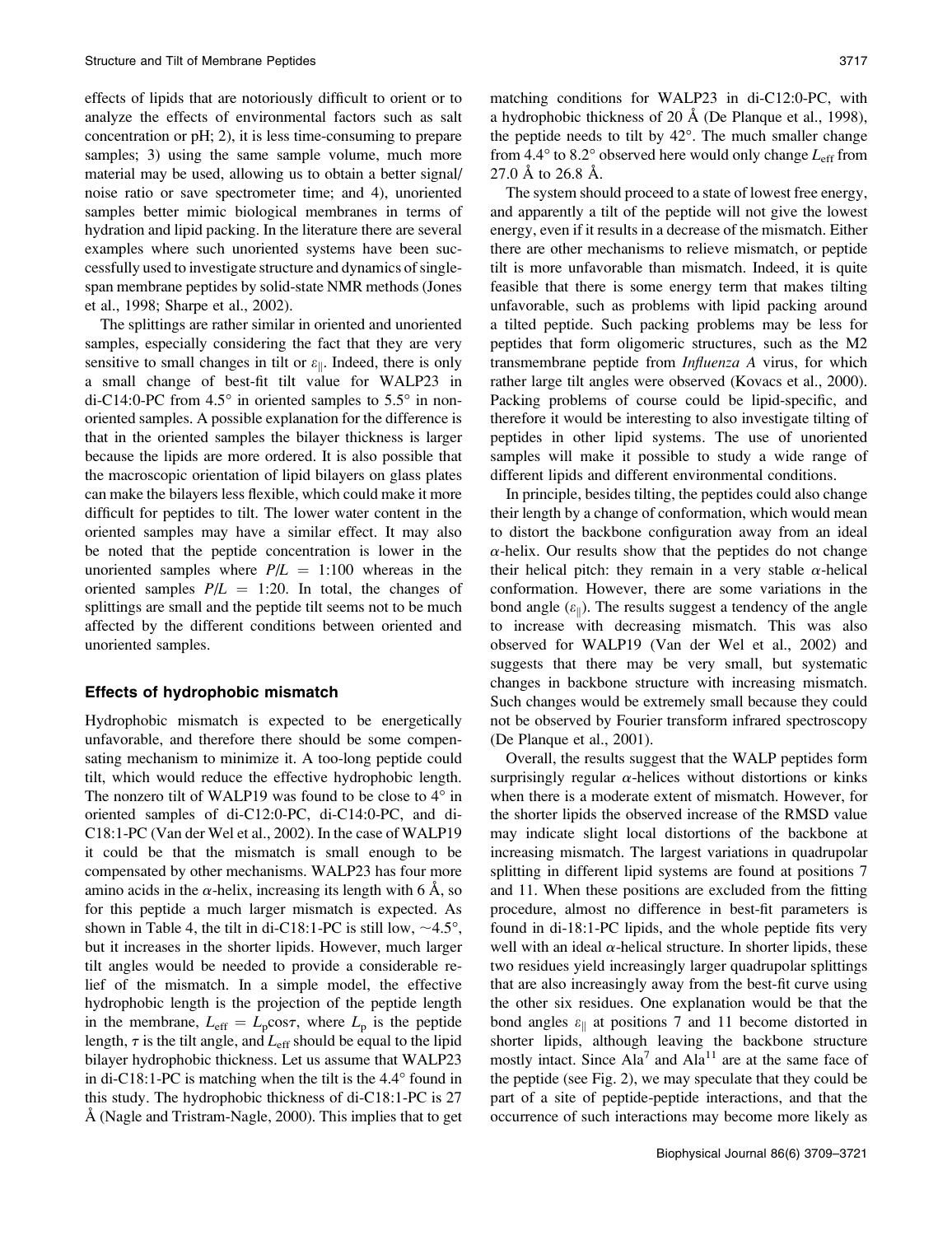effects of lipids that are notoriously difficult to orient or to analyze the effects of environmental factors such as salt concentration or pH; 2), it is less time-consuming to prepare samples; 3) using the same sample volume, much more material may be used, allowing us to obtain a better signal/noise ratio or save spectrometer time; and 4), unoriented samples better mimic biological membranes in terms of hydration and lipid packing. In the literature there are several examples where such unoriented systems have been successfully used to investigate structure and dynamics of single-span membrane peptides by solid-state NMR methods (Jones et al., 1998; Sharpe et al., 2002).

The splittings are rather similar in oriented and unoriented samples, especially considering the fact that they are very sensitive to small changes in tilt or $\varepsilon_{\parallel}$. Indeed, there is only a small change of best-fit tilt value for WALP23 in di-C14:0-PC from 4.5° in oriented samples to 5.5° in nonoriented samples. A possible explanation for the difference is that in the oriented samples the bilayer thickness is larger because the lipids are more ordered. It is also possible that the macroscopic orientation of lipid bilayers on glass plates can make the bilayers less flexible, which could make it more difficult for peptides to tilt. The lower water content in the oriented samples may have a similar effect. It may also be noted that the peptide concentration is lower in the unoriented samples where $P/L = 1{:}100$ whereas in the oriented samples $P/L = 1{:}20$. In total, the changes of splittings are small and the peptide tilt seems not to be much affected by the different conditions between oriented and unoriented samples.

### Effects of hydrophobic mismatch

Hydrophobic mismatch is expected to be energetically unfavorable, and therefore there should be some compensating mechanism to minimize it. A too-long peptide could tilt, which would reduce the effective hydrophobic length. The nonzero tilt of WALP19 was found to be close to 4° in oriented samples of di-C12:0-PC, di-C14:0-PC, and di-C18:1-PC (Van der Wel et al., 2002). In the case of WALP19 it could be that the mismatch is small enough to be compensated by other mechanisms. WALP23 has four more amino acids in the α-helix, increasing its length with 6 Å, so for this peptide a much larger mismatch is expected. As shown in Table 4, the tilt in di-C18:1-PC is still low, ~4.5°, but it increases in the shorter lipids. However, much larger tilt angles would be needed to provide a considerable relief of the mismatch. In a simple model, the effective hydrophobic length is the projection of the peptide length in the membrane, $L_{\mathrm{eff}} = L_{\mathrm{p}}\cos\tau$, where $L_{\mathrm{p}}$ is the peptide length, $\tau$ is the tilt angle, and $L_{\mathrm{eff}}$ should be equal to the lipid bilayer hydrophobic thickness. Let us assume that WALP23 in di-C18:1-PC is matching when the tilt is the 4.4° found in this study. The hydrophobic thickness of di-C18:1-PC is 27 Å (Nagle and Tristram-Nagle, 2000). This implies that to get matching conditions for WALP23 in di-C12:0-PC, with a hydrophobic thickness of 20 Å (De Planque et al., 1998), the peptide needs to tilt by 42°. The much smaller change from 4.4° to 8.2° observed here would only change $L_{\mathrm{eff}}$ from 27.0 Å to 26.8 Å.

The system should proceed to a state of lowest free energy, and apparently a tilt of the peptide will not give the lowest energy, even if it results in a decrease of the mismatch. Either there are other mechanisms to relieve mismatch, or peptide tilt is more unfavorable than mismatch. Indeed, it is quite feasible that there is some energy term that makes tilting unfavorable, such as problems with lipid packing around a tilted peptide. Such packing problems may be less for peptides that form oligomeric structures, such as the M2 transmembrane peptide from *Influenza A* virus, for which rather large tilt angles were observed (Kovacs et al., 2000). Packing problems of course could be lipid-specific, and therefore it would be interesting to also investigate tilting of peptides in other lipid systems. The use of unoriented samples will make it possible to study a wide range of different lipids and different environmental conditions.

In principle, besides tilting, the peptides could also change their length by a change of conformation, which would mean to distort the backbone configuration away from an ideal α-helix. Our results show that the peptides do not change their helical pitch: they remain in a very stable α-helical conformation. However, there are some variations in the bond angle ($\varepsilon_{\parallel}$). The results suggest a tendency of the angle to increase with decreasing mismatch. This was also observed for WALP19 (Van der Wel et al., 2002) and suggests that there may be very small, but systematic changes in backbone structure with increasing mismatch. Such changes would be extremely small because they could not be observed by Fourier transform infrared spectroscopy (De Planque et al., 2001).

Overall, the results suggest that the WALP peptides form surprisingly regular α-helices without distortions or kinks when there is a moderate extent of mismatch. However, for the shorter lipids the observed increase of the RMSD value may indicate slight local distortions of the backbone at increasing mismatch. The largest variations in quadrupolar splitting in different lipid systems are found at positions 7 and 11. When these positions are excluded from the fitting procedure, almost no difference in best-fit parameters is found in di-18:1-PC lipids, and the whole peptide fits very well with an ideal α-helical structure. In shorter lipids, these two residues yield increasingly larger quadrupolar splittings that are also increasingly away from the best-fit curve using the other six residues. One explanation would be that the bond angles $\varepsilon_{\parallel}$ at positions 7 and 11 become distorted in shorter lipids, although leaving the backbone structure mostly intact. Since $\mathrm{Ala}^{7}$ and $\mathrm{Ala}^{11}$ are at the same face of the peptide (see Fig. 2), we may speculate that they could be part of a site of peptide-peptide interactions, and that the occurrence of such interactions may become more likely as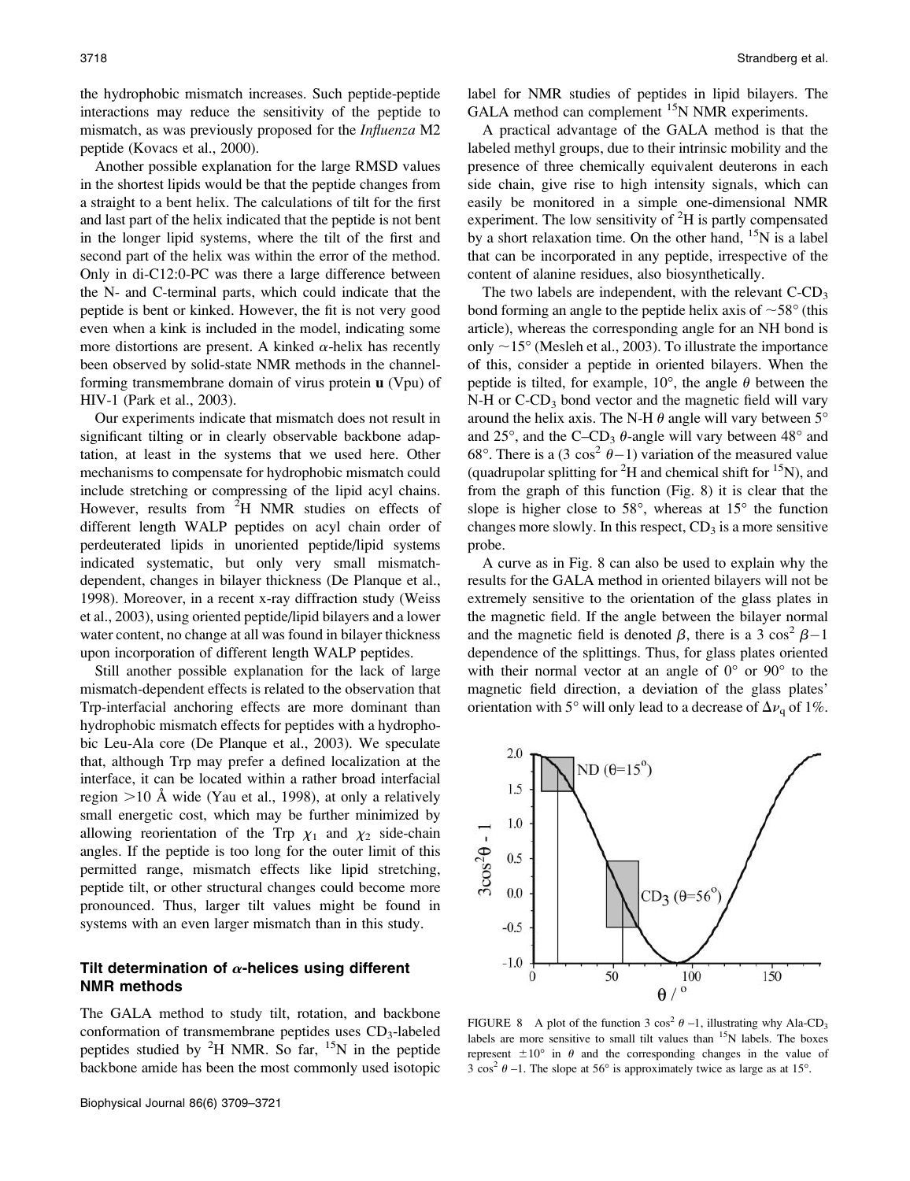the hydrophobic mismatch increases. Such peptide-peptide interactions may reduce the sensitivity of the peptide to mismatch, as was previously proposed for the *Influenza* M2 peptide (Kovacs et al., 2000).

Another possible explanation for the large RMSD values in the shortest lipids would be that the peptide changes from a straight to a bent helix. The calculations of tilt for the first and last part of the helix indicated that the peptide is not bent in the longer lipid systems, where the tilt of the first and second part of the helix was within the error of the method. Only in di-C12:0-PC was there a large difference between the N- and C-terminal parts, which could indicate that the peptide is bent or kinked. However, the fit is not very good even when a kink is included in the model, indicating some more distortions are present. A kinked $\alpha$-helix has recently been observed by solid-state NMR methods in the channel-forming transmembrane domain of virus protein **u** (Vpu) of HIV-1 (Park et al., 2003).

Our experiments indicate that mismatch does not result in significant tilting or in clearly observable backbone adaptation, at least in the systems that we used here. Other mechanisms to compensate for hydrophobic mismatch could include stretching or compressing of the lipid acyl chains. However, results from $^2$H NMR studies on effects of different length WALP peptides on acyl chain order of perdeuterated lipids in unoriented peptide/lipid systems indicated systematic, but only very small mismatch-dependent, changes in bilayer thickness (De Planque et al., 1998). Moreover, in a recent x-ray diffraction study (Weiss et al., 2003), using oriented peptide/lipid bilayers and a lower water content, no change at all was found in bilayer thickness upon incorporation of different length WALP peptides.

Still another possible explanation for the lack of large mismatch-dependent effects is related to the observation that Trp-interfacial anchoring effects are more dominant than hydrophobic mismatch effects for peptides with a hydrophobic Leu-Ala core (De Planque et al., 2003). We speculate that, although Trp may prefer a defined localization at the interface, it can be located within a rather broad interfacial region >10 Å wide (Yau et al., 1998), at only a relatively small energetic cost, which may be further minimized by allowing reorientation of the Trp $\chi_1$ and $\chi_2$ side-chain angles. If the peptide is too long for the outer limit of this permitted range, mismatch effects like lipid stretching, peptide tilt, or other structural changes could become more pronounced. Thus, larger tilt values might be found in systems with an even larger mismatch than in this study.

## Tilt determination of $\alpha$-helices using different NMR methods

The GALA method to study tilt, rotation, and backbone conformation of transmembrane peptides uses $CD_3$-labeled peptides studied by $^2$H NMR. So far, $^{15}$N in the peptide backbone amide has been the most commonly used isotopic label for NMR studies of peptides in lipid bilayers. The GALA method can complement $^{15}$N NMR experiments.

A practical advantage of the GALA method is that the labeled methyl groups, due to their intrinsic mobility and the presence of three chemically equivalent deuterons in each side chain, give rise to high intensity signals, which can easily be monitored in a simple one-dimensional NMR experiment. The low sensitivity of $^2$H is partly compensated by a short relaxation time. On the other hand, $^{15}$N is a label that can be incorporated in any peptide, irrespective of the content of alanine residues, also biosynthetically.

The two labels are independent, with the relevant C-$CD_3$ bond forming an angle to the peptide helix axis of ~58° (this article), whereas the corresponding angle for an NH bond is only ~15° (Mesleh et al., 2003). To illustrate the importance of this, consider a peptide in oriented bilayers. When the peptide is tilted, for example, 10°, the angle $\theta$ between the N-H or C-$CD_3$ bond vector and the magnetic field will vary around the helix axis. The N-H $\theta$ angle will vary between 5° and 25°, and the C–$CD_3$ $\theta$-angle will vary between 48° and 68°. There is a ($3\cos^2\theta - 1$) variation of the measured value (quadrupolar splitting for $^2$H and chemical shift for $^{15}$N), and from the graph of this function (Fig. 8) it is clear that the slope is higher close to 58°, whereas at 15° the function changes more slowly. In this respect, $CD_3$ is a more sensitive probe.

A curve as in Fig. 8 can also be used to explain why the results for the GALA method in oriented bilayers will not be extremely sensitive to the orientation of the glass plates in the magnetic field. If the angle between the bilayer normal and the magnetic field is denoted $\beta$, there is a $3\cos^2\beta - 1$ dependence of the splittings. Thus, for glass plates oriented with their normal vector at an angle of 0° or 90° to the magnetic field direction, a deviation of the glass plates' orientation with 5° will only lead to a decrease of $\Delta\nu_q$ of 1%.

FIGURE 8 A plot of the function $3\cos^2\theta - 1$, illustrating why Ala-$CD_3$ labels are more sensitive to small tilt values than $^{15}$N labels. The boxes represent ±10° in $\theta$ and the corresponding changes in the value of $3\cos^2\theta - 1$. The slope at 56° is approximately twice as large as at 15°.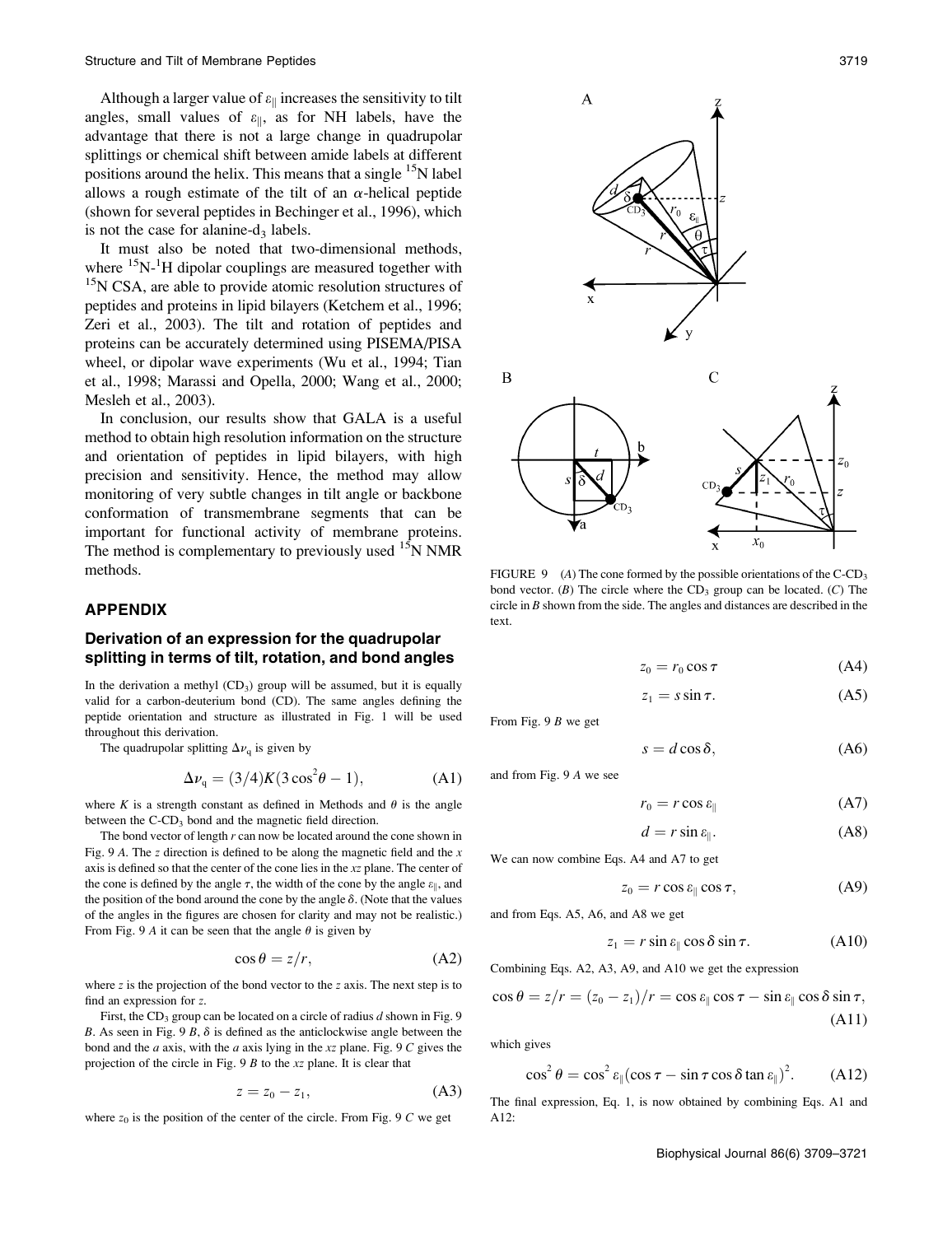Although a larger value of $\varepsilon_{\parallel}$ increases the sensitivity to tilt angles, small values of $\varepsilon_{\parallel}$, as for NH labels, have the advantage that there is not a large change in quadrupolar splittings or chemical shift between amide labels at different positions around the helix. This means that a single $^{15}N$ label allows a rough estimate of the tilt of an $\alpha$-helical peptide (shown for several peptides in Bechinger et al., 1996), which is not the case for alanine-$d_3$ labels.

It must also be noted that two-dimensional methods, where $^{15}N$-$^{1}H$ dipolar couplings are measured together with $^{15}N$ CSA, are able to provide atomic resolution structures of peptides and proteins in lipid bilayers (Ketchem et al., 1996; Zeri et al., 2003). The tilt and rotation of peptides and proteins can be accurately determined using PISEMA/PISA wheel, or dipolar wave experiments (Wu et al., 1994; Tian et al., 1998; Marassi and Opella, 2000; Wang et al., 2000; Mesleh et al., 2003).

In conclusion, our results show that GALA is a useful method to obtain high resolution information on the structure and orientation of peptides in lipid bilayers, with high precision and sensitivity. Hence, the method may allow monitoring of very subtle changes in tilt angle or backbone conformation of transmembrane segments that can be important for functional activity of membrane proteins. The method is complementary to previously used $^{15}N$ NMR methods.

## APPENDIX

### Derivation of an expression for the quadrupolar splitting in terms of tilt, rotation, and bond angles

In the derivation a methyl ($CD_3$) group will be assumed, but it is equally valid for a carbon-deuterium bond (CD). The same angles defining the peptide orientation and structure as illustrated in Fig. 1 will be used throughout this derivation.

The quadrupolar splitting $\Delta\nu_q$ is given by

$$\Delta\nu_q = (3/4)K(3\cos^2\theta - 1), \tag{A1}$$

where $K$ is a strength constant as defined in Methods and $\theta$ is the angle between the C-$CD_3$ bond and the magnetic field direction.

The bond vector of length $r$ can now be located around the cone shown in Fig. 9 *A*. The $z$ direction is defined to be along the magnetic field and the $x$ axis is defined so that the center of the cone lies in the $xz$ plane. The center of the cone is defined by the angle $\tau$, the width of the cone by the angle $\varepsilon_{\parallel}$, and the position of the bond around the cone by the angle $\delta$. (Note that the values of the angles in the figures are chosen for clarity and may not be realistic.) From Fig. 9 *A* it can be seen that the angle $\theta$ is given by

$$\cos\theta = z/r, \tag{A2}$$

where $z$ is the projection of the bond vector to the $z$ axis. The next step is to find an expression for $z$.

First, the $CD_3$ group can be located on a circle of radius $d$ shown in Fig. 9 *B*. As seen in Fig. 9 *B*, $\delta$ is defined as the anticlockwise angle between the bond and the $a$ axis, with the $a$ axis lying in the $xz$ plane. Fig. 9 *C* gives the projection of the circle in Fig. 9 *B* to the $xz$ plane. It is clear that

$$z = z_0 - z_1, \tag{A3}$$

where $z_0$ is the position of the center of the circle. From Fig. 9 *C* we get

FIGURE 9 (*A*) The cone formed by the possible orientations of the C-$CD_3$ bond vector. (*B*) The circle where the $CD_3$ group can be located. (*C*) The circle in *B* shown from the side. The angles and distances are described in the text.

$$z_0 = r_0\cos\tau \tag{A4}$$

$$z_1 = s\sin\tau. \tag{A5}$$

From Fig. 9 *B* we get

$$s = d\cos\delta, \tag{A6}$$

and from Fig. 9 *A* we see

$$r_0 = r\cos\varepsilon_{\parallel} \tag{A7}$$

$$d = r\sin\varepsilon_{\parallel}. \tag{A8}$$

We can now combine Eqs. A4 and A7 to get

$$z_0 = r\cos\varepsilon_{\parallel}\cos\tau, \tag{A9}$$

and from Eqs. A5, A6, and A8 we get

$$z_1 = r\sin\varepsilon_{\parallel}\cos\delta\sin\tau. \tag{A10}$$

Combining Eqs. A2, A3, A9, and A10 we get the expression

$$\cos\theta = z/r = (z_0 - z_1)/r = \cos\varepsilon_{\parallel}\cos\tau - \sin\varepsilon_{\parallel}\cos\delta\sin\tau, \tag{A11}$$

which gives

$$\cos^2\theta = \cos^2\varepsilon_{\parallel}(\cos\tau - \sin\tau\cos\delta\tan\varepsilon_{\parallel})^2. \tag{A12}$$

The final expression, Eq. 1, is now obtained by combining Eqs. A1 and A12: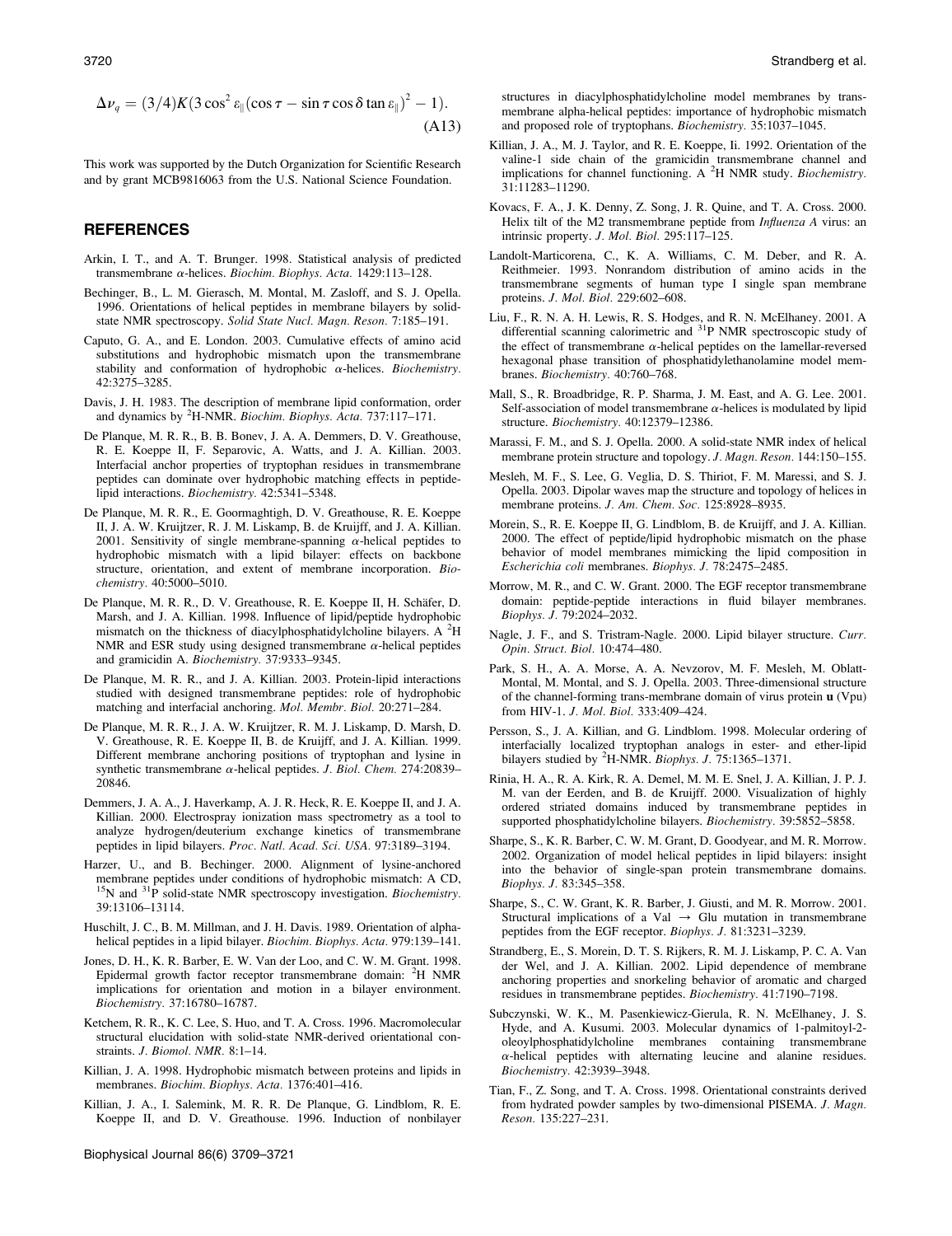$$\Delta\nu_q = (3/4)K(3\cos^2\varepsilon_\parallel(\cos\tau - \sin\tau\cos\delta\tan\varepsilon_\parallel)^2 - 1). \tag{A13}$$

This work was supported by the Dutch Organization for Scientific Research and by grant MCB9816063 from the U.S. National Science Foundation.

## REFERENCES

Arkin, I. T., and A. T. Brunger. 1998. Statistical analysis of predicted transmembrane α-helices. *Biochim. Biophys. Acta.* 1429:113–128.

Bechinger, B., L. M. Gierasch, M. Montal, M. Zasloff, and S. J. Opella. 1996. Orientations of helical peptides in membrane bilayers by solid-state NMR spectroscopy. *Solid State Nucl. Magn. Reson.* 7:185–191.

Caputo, G. A., and E. London. 2003. Cumulative effects of amino acid substitutions and hydrophobic mismatch upon the transmembrane stability and conformation of hydrophobic α-helices. *Biochemistry.* 42:3275–3285.

Davis, J. H. 1983. The description of membrane lipid conformation, order and dynamics by $^2$H-NMR. *Biochim. Biophys. Acta.* 737:117–171.

De Planque, M. R. R., B. B. Bonev, J. A. A. Demmers, D. V. Greathouse, R. E. Koeppe II, F. Separovic, A. Watts, and J. A. Killian. 2003. Interfacial anchor properties of tryptophan residues in transmembrane peptides can dominate over hydrophobic matching effects in peptide-lipid interactions. *Biochemistry.* 42:5341–5348.

De Planque, M. R. R., E. Goormaghtigh, D. V. Greathouse, R. E. Koeppe II, J. A. W. Kruijtzer, R. J. M. Liskamp, B. de Kruijff, and J. A. Killian. 2001. Sensitivity of single membrane-spanning α-helical peptides to hydrophobic mismatch with a lipid bilayer: effects on backbone structure, orientation, and extent of membrane incorporation. *Biochemistry.* 40:5000–5010.

De Planque, M. R. R., D. V. Greathouse, R. E. Koeppe II, H. Schäfer, D. Marsh, and J. A. Killian. 1998. Influence of lipid/peptide hydrophobic mismatch on the thickness of diacylphosphatidylcholine bilayers. A $^2$H NMR and ESR study using designed transmembrane α-helical peptides and gramicidin A. *Biochemistry.* 37:9333–9345.

De Planque, M. R. R., and J. A. Killian. 2003. Protein-lipid interactions studied with designed transmembrane peptides: role of hydrophobic matching and interfacial anchoring. *Mol. Membr. Biol.* 20:271–284.

De Planque, M. R. R., J. A. W. Kruijtzer, R. M. J. Liskamp, D. Marsh, D. V. Greathouse, R. E. Koeppe II, B. de Kruijff, and J. A. Killian. 1999. Different membrane anchoring positions of tryptophan and lysine in synthetic transmembrane α-helical peptides. *J. Biol. Chem.* 274:20839–20846.

Demmers, J. A. A., J. Haverkamp, A. J. R. Heck, R. E. Koeppe II, and J. A. Killian. 2000. Electrospray ionization mass spectrometry as a tool to analyze hydrogen/deuterium exchange kinetics of transmembrane peptides in lipid bilayers. *Proc. Natl. Acad. Sci. USA.* 97:3189–3194.

Harzer, U., and B. Bechinger. 2000. Alignment of lysine-anchored membrane peptides under conditions of hydrophobic mismatch: A CD, $^{15}$N and $^{31}$P solid-state NMR spectroscopy investigation. *Biochemistry.* 39:13106–13114.

Huschilt, J. C., B. M. Millman, and J. H. Davis. 1989. Orientation of alpha-helical peptides in a lipid bilayer. *Biochim. Biophys. Acta.* 979:139–141.

Jones, D. H., K. R. Barber, E. W. Van der Loo, and C. W. M. Grant. 1998. Epidermal growth factor receptor transmembrane domain: $^2$H NMR implications for orientation and motion in a bilayer environment. *Biochemistry.* 37:16780–16787.

Ketchem, R. R., K. C. Lee, S. Huo, and T. A. Cross. 1996. Macromolecular structural elucidation with solid-state NMR-derived orientational constraints. *J. Biomol. NMR.* 8:1–14.

Killian, J. A. 1998. Hydrophobic mismatch between proteins and lipids in membranes. *Biochim. Biophys. Acta.* 1376:401–416.

Killian, J. A., I. Salemink, M. R. R. De Planque, G. Lindblom, R. E. Koeppe II, and D. V. Greathouse. 1996. Induction of nonbilayer structures in diacylphosphatidylcholine model membranes by transmembrane alpha-helical peptides: importance of hydrophobic mismatch and proposed role of tryptophans. *Biochemistry.* 35:1037–1045.

Killian, J. A., M. J. Taylor, and R. E. Koeppe, Ii. 1992. Orientation of the valine-1 side chain of the gramicidin transmembrane channel and implications for channel functioning. A $^2$H NMR study. *Biochemistry.* 31:11283–11290.

Kovacs, F. A., J. K. Denny, Z. Song, J. R. Quine, and T. A. Cross. 2000. Helix tilt of the M2 transmembrane peptide from *Influenza A* virus: an intrinsic property. *J. Mol. Biol.* 295:117–125.

Landolt-Marticorena, C., K. A. Williams, C. M. Deber, and R. A. Reithmeier. 1993. Nonrandom distribution of amino acids in the transmembrane segments of human type I single span membrane proteins. *J. Mol. Biol.* 229:602–608.

Liu, F., R. N. A. H. Lewis, R. S. Hodges, and R. N. McElhaney. 2001. A differential scanning calorimetric and $^{31}$P NMR spectroscopic study of the effect of transmembrane α-helical peptides on the lamellar-reversed hexagonal phase transition of phosphatidylethanolamine model membranes. *Biochemistry.* 40:760–768.

Mall, S., R. Broadbridge, R. P. Sharma, J. M. East, and A. G. Lee. 2001. Self-association of model transmembrane α-helices is modulated by lipid structure. *Biochemistry.* 40:12379–12386.

Marassi, F. M., and S. J. Opella. 2000. A solid-state NMR index of helical membrane protein structure and topology. *J. Magn. Reson.* 144:150–155.

Mesleh, M. F., S. Lee, G. Veglia, D. S. Thiriot, F. M. Maressi, and S. J. Opella. 2003. Dipolar waves map the structure and topology of helices in membrane proteins. *J. Am. Chem. Soc.* 125:8928–8935.

Morein, S., R. E. Koeppe II, G. Lindblom, B. de Kruijff, and J. A. Killian. 2000. The effect of peptide/lipid hydrophobic mismatch on the phase behavior of model membranes mimicking the lipid composition in *Escherichia coli* membranes. *Biophys. J.* 78:2475–2485.

Morrow, M. R., and C. W. Grant. 2000. The EGF receptor transmembrane domain: peptide-peptide interactions in fluid bilayer membranes. *Biophys. J.* 79:2024–2032.

Nagle, J. F., and S. Tristram-Nagle. 2000. Lipid bilayer structure. *Curr. Opin. Struct. Biol.* 10:474–480.

Park, S. H., A. A. Morse, A. A. Nevzorov, M. F. Mesleh, M. Oblatt-Montal, M. Montal, and S. J. Opella. 2003. Three-dimensional structure of the channel-forming trans-membrane domain of virus protein **u** (Vpu) from HIV-1. *J. Mol. Biol.* 333:409–424.

Persson, S., J. A. Killian, and G. Lindblom. 1998. Molecular ordering of interfacially localized tryptophan analogs in ester- and ether-lipid bilayers studied by $^2$H-NMR. *Biophys. J.* 75:1365–1371.

Rinia, H. A., R. A. Kirk, R. A. Demel, M. M. E. Snel, J. A. Killian, J. P. J. M. van der Eerden, and B. de Kruijff. 2000. Visualization of highly ordered striated domains induced by transmembrane peptides in supported phosphatidylcholine bilayers. *Biochemistry.* 39:5852–5858.

Sharpe, S., K. R. Barber, C. W. M. Grant, D. Goodyear, and M. R. Morrow. 2002. Organization of model helical peptides in lipid bilayers: insight into the behavior of single-span protein transmembrane domains. *Biophys. J.* 83:345–358.

Sharpe, S., C. W. Grant, K. R. Barber, J. Giusti, and M. R. Morrow. 2001. Structural implications of a Val → Glu mutation in transmembrane peptides from the EGF receptor. *Biophys. J.* 81:3231–3239.

Strandberg, E., S. Morein, D. T. S. Rijkers, R. M. J. Liskamp, P. C. A. Van der Wel, and J. A. Killian. 2002. Lipid dependence of membrane anchoring properties and snorkeling behavior of aromatic and charged residues in transmembrane peptides. *Biochemistry.* 41:7190–7198.

Subczynski, W. K., M. Pasenkiewicz-Gierula, R. N. McElhaney, J. S. Hyde, and A. Kusumi. 2003. Molecular dynamics of 1-palmitoyl-2-oleoylphosphatidylcholine membranes containing transmembrane α-helical peptides with alternating leucine and alanine residues. *Biochemistry.* 42:3939–3948.

Tian, F., Z. Song, and T. A. Cross. 1998. Orientational constraints derived from hydrated powder samples by two-dimensional PISEMA. *J. Magn. Reson.* 135:227–231.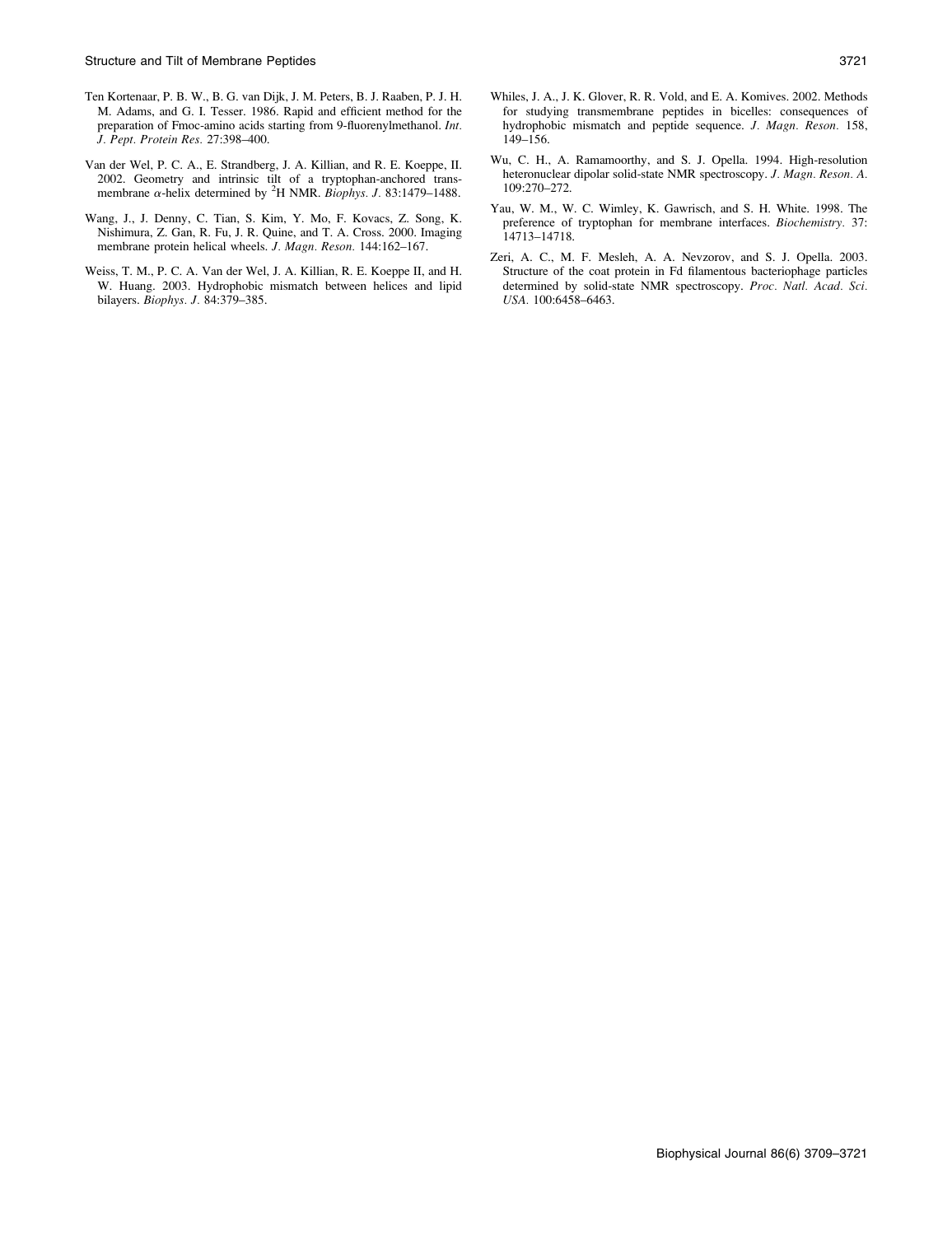Ten Kortenaar, P. B. W., B. G. van Dijk, J. M. Peters, B. J. Raaben, P. J. H. M. Adams, and G. I. Tesser. 1986. Rapid and efficient method for the preparation of Fmoc-amino acids starting from 9-fluorenylmethanol. *Int. J. Pept. Protein Res.* 27:398–400.

Van der Wel, P. C. A., E. Strandberg, J. A. Killian, and R. E. Koeppe, II. 2002. Geometry and intrinsic tilt of a tryptophan-anchored transmembrane $\alpha$-helix determined by $^{2}$H NMR. *Biophys. J.* 83:1479–1488.

Wang, J., J. Denny, C. Tian, S. Kim, Y. Mo, F. Kovacs, Z. Song, K. Nishimura, Z. Gan, R. Fu, J. R. Quine, and T. A. Cross. 2000. Imaging membrane protein helical wheels. *J. Magn. Reson.* 144:162–167.

Weiss, T. M., P. C. A. Van der Wel, J. A. Killian, R. E. Koeppe II, and H. W. Huang. 2003. Hydrophobic mismatch between helices and lipid bilayers. *Biophys. J.* 84:379–385.

Whiles, J. A., J. K. Glover, R. R. Vold, and E. A. Komives. 2002. Methods for studying transmembrane peptides in bicelles: consequences of hydrophobic mismatch and peptide sequence. *J. Magn. Reson.* 158, 149–156.

Wu, C. H., A. Ramamoorthy, and S. J. Opella. 1994. High-resolution heteronuclear dipolar solid-state NMR spectroscopy. *J. Magn. Reson. A.* 109:270–272.

Yau, W. M., W. C. Wimley, K. Gawrisch, and S. H. White. 1998. The preference of tryptophan for membrane interfaces. *Biochemistry.* 37: 14713–14718.

Zeri, A. C., M. F. Mesleh, A. A. Nevzorov, and S. J. Opella. 2003. Structure of the coat protein in Fd filamentous bacteriophage particles determined by solid-state NMR spectroscopy. *Proc. Natl. Acad. Sci. USA.* 100:6458–6463.